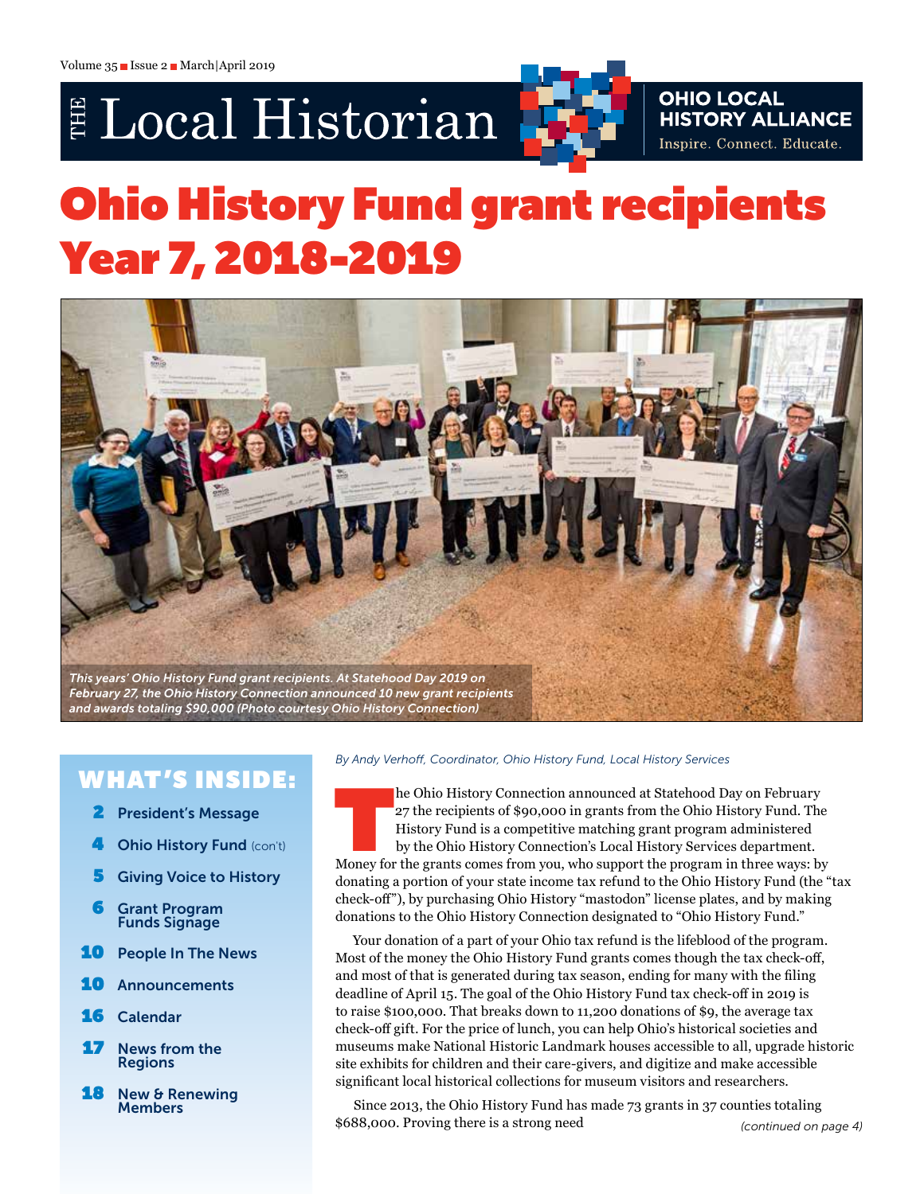# THE Local Historian

**OHIO LOCAL HISTORY ALLIANCE**
Inspire. Connect. Educate.

# Ohio History Fund grant recipients Year 7, 2018-2019

*This years' Ohio History Fund grant recipients. At Statehood Day 2019 on February 27, the Ohio History Connection announced 10 new grant recipients and awards totaling $90,000 (Photo courtesy Ohio History Connection)*

## WHAT'S INSIDE:

- **2** President's Message
- **4** Ohio History Fund (con't)
- **5** Giving Voice to History
- **6** Grant Program Funds Signage
- **10** People In The News
- **10** Announcements
- **16** Calendar
- **17** News from the Regions
- **18** New & Renewing Members

*By Andy Verhoff, Coordinator, Ohio History Fund, Local History Services*

The Ohio History Connection announced at Statehood Day on February 27 the recipients of $90,000 in grants from the Ohio History Fund. The History Fund is a competitive matching grant program administered by the Ohio History Connection's Local History Services department. Money for the grants comes from you, who support the program in three ways: by donating a portion of your state income tax refund to the Ohio History Fund (the "tax check-off"), by purchasing Ohio History "mastodon" license plates, and by making donations to the Ohio History Connection designated to "Ohio History Fund."

Your donation of a part of your Ohio tax refund is the lifeblood of the program. Most of the money the Ohio History Fund grants comes though the tax check-off, and most of that is generated during tax season, ending for many with the filing deadline of April 15. The goal of the Ohio History Fund tax check-off in 2019 is to raise $100,000. That breaks down to 11,200 donations of $9, the average tax check-off gift. For the price of lunch, you can help Ohio's historical societies and museums make National Historic Landmark houses accessible to all, upgrade historic site exhibits for children and their care-givers, and digitize and make accessible significant local historical collections for museum visitors and researchers.

Since 2013, the Ohio History Fund has made 73 grants in 37 counties totaling $688,000. Proving there is a strong need *(continued on page 4)*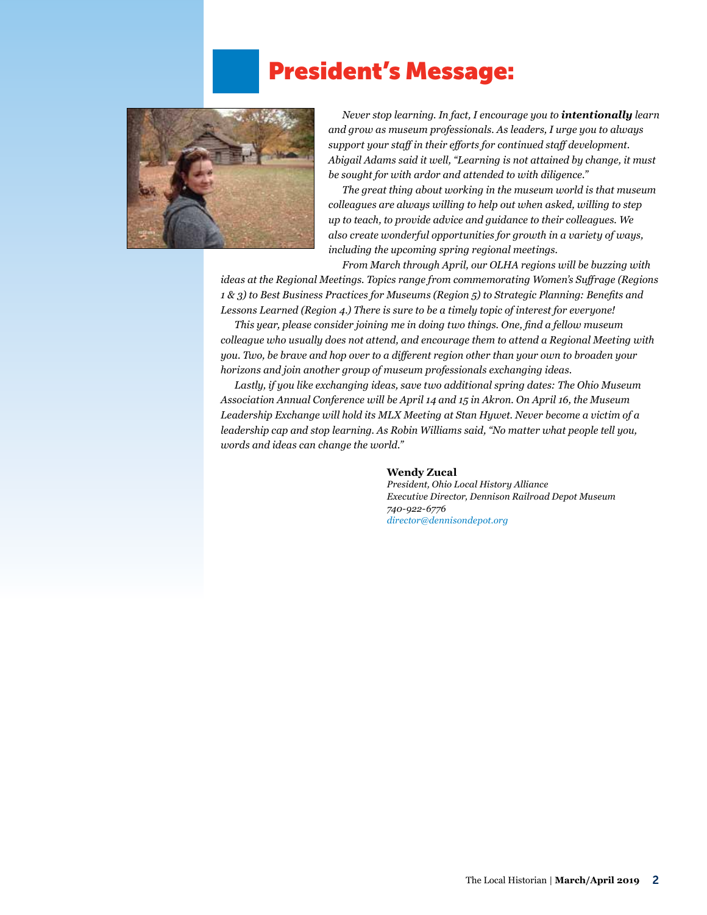# President's Message:

*Never stop learning. In fact, I encourage you to **intentionally** learn and grow as museum professionals. As leaders, I urge you to always support your staff in their efforts for continued staff development. Abigail Adams said it well, "Learning is not attained by change, it must be sought for with ardor and attended to with diligence."*

*The great thing about working in the museum world is that museum colleagues are always willing to help out when asked, willing to step up to teach, to provide advice and guidance to their colleagues. We also create wonderful opportunities for growth in a variety of ways, including the upcoming spring regional meetings.*

*From March through April, our OLHA regions will be buzzing with ideas at the Regional Meetings. Topics range from commemorating Women's Suffrage (Regions 1 & 3) to Best Business Practices for Museums (Region 5) to Strategic Planning: Benefits and Lessons Learned (Region 4.) There is sure to be a timely topic of interest for everyone!*

*This year, please consider joining me in doing two things. One, find a fellow museum colleague who usually does not attend, and encourage them to attend a Regional Meeting with you. Two, be brave and hop over to a different region other than your own to broaden your horizons and join another group of museum professionals exchanging ideas.*

*Lastly, if you like exchanging ideas, save two additional spring dates: The Ohio Museum Association Annual Conference will be April 14 and 15 in Akron. On April 16, the Museum Leadership Exchange will hold its MLX Meeting at Stan Hywet. Never become a victim of a leadership cap and stop learning. As Robin Williams said, "No matter what people tell you, words and ideas can change the world."*

**Wendy Zucal**
*President, Ohio Local History Alliance*
*Executive Director, Dennison Railroad Depot Museum*
*740-922-6776*
*director@dennisondepot.org*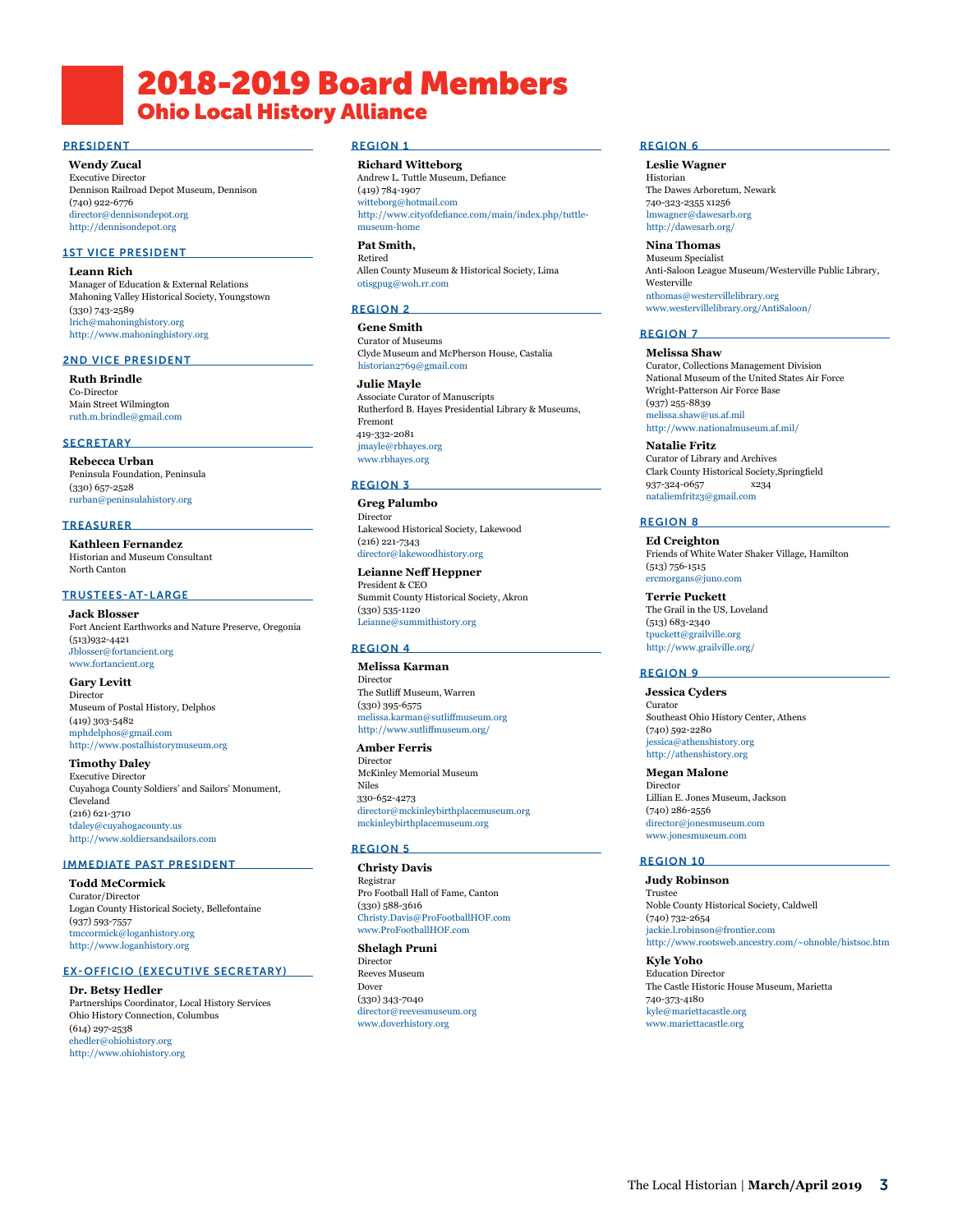# 2018-2019 Board Members
## Ohio Local History Alliance

### PRESIDENT

**Wendy Zucal**
Executive Director
Dennison Railroad Depot Museum, Dennison
(740) 922-6776
director@dennisondepot.org
http://dennisondepot.org

### 1ST VICE PRESIDENT

**Leann Rich**
Manager of Education & External Relations
Mahoning Valley Historical Society, Youngstown
(330) 743-2589
lrich@mahoninghistory.org
http://www.mahoninghistory.org

### 2ND VICE PRESIDENT

**Ruth Brindle**
Co-Director
Main Street Wilmington
ruth.m.brindle@gmail.com

### SECRETARY

**Rebecca Urban**
Peninsula Foundation, Peninsula
(330) 657-2528
rurban@peninsulahistory.org

### TREASURER

**Kathleen Fernandez**
Historian and Museum Consultant
North Canton

### TRUSTEES-AT-LARGE

**Jack Blosser**
Fort Ancient Earthworks and Nature Preserve, Oregonia
(513)932-4421
Jblosser@fortancient.org
www.fortancient.org

**Gary Levitt**
Director
Museum of Postal History, Delphos
(419) 303-5482
mphdelphos@gmail.com
http://www.postalhistorymuseum.org

**Timothy Daley**
Executive Director
Cuyahoga County Soldiers' and Sailors' Monument, Cleveland
(216) 621-3710
tdaley@cuyahogacounty.us
http://www.soldiersandsailors.com

### IMMEDIATE PAST PRESIDENT

**Todd McCormick**
Curator/Director
Logan County Historical Society, Bellefontaine
(937) 593-7557
tmccormick@loganhistory.org
http://www.loganhistory.org

### EX-OFFICIO (EXECUTIVE SECRETARY)

**Dr. Betsy Hedler**
Partnerships Coordinator, Local History Services
Ohio History Connection, Columbus
(614) 297-2538
ehedler@ohiohistory.org
http://www.ohiohistory.org

### REGION 1

**Richard Witteborg**
Andrew L. Tuttle Museum, Defiance
(419) 784-1907
witteborg@hotmail.com
http://www.cityofdefiance.com/main/index.php/tuttle-museum-home

**Pat Smith,**
Retired
Allen County Museum & Historical Society, Lima
otisgpug@woh.rr.com

### REGION 2

**Gene Smith**
Curator of Museums
Clyde Museum and McPherson House, Castalia
historian2769@gmail.com

**Julie Mayle**
Associate Curator of Manuscripts
Rutherford B. Hayes Presidential Library & Museums, Fremont
419-332-2081
jmayle@rbhayes.org
www.rbhayes.org

### REGION 3

**Greg Palumbo**
Director
Lakewood Historical Society, Lakewood
(216) 221-7343
director@lakewoodhistory.org

**Leianne Neff Heppner**
President & CEO
Summit County Historical Society, Akron
(330) 535-1120
Leianne@summithistory.org

### REGION 4

**Melissa Karman**
Director
The Sutliff Museum, Warren
(330) 395-6575
melissa.karman@sutliffmuseum.org
http://www.sutliffmuseum.org/

**Amber Ferris**
Director
McKinley Memorial Museum
Niles
330-652-4273
director@mckinleybirthplacemuseum.org
mckinleybirthplacemuseum.org

### REGION 5

**Christy Davis**
Registrar
Pro Football Hall of Fame, Canton
(330) 588-3616
Christy.Davis@ProFootballHOF.com
www.ProFootballHOF.com

**Shelagh Pruni**
Director
Reeves Museum
Dover
(330) 343-7040
director@reevesmuseum.org
www.doverhistory.org

### REGION 6

**Leslie Wagner**
Historian
The Dawes Arboretum, Newark
740-323-2355 x1256
lmwagner@dawesarb.org
http://dawesarb.org/

**Nina Thomas**
Museum Specialist
Anti-Saloon League Museum/Westerville Public Library, Westerville
nthomas@westervillelibrary.org
www.westervillelibrary.org/AntiSaloon/

### REGION 7

**Melissa Shaw**
Curator, Collections Management Division
National Museum of the United States Air Force
Wright-Patterson Air Force Base
(937) 255-8839
melissa.shaw@us.af.mil
http://www.nationalmuseum.af.mil/

**Natalie Fritz**
Curator of Library and Archives
Clark County Historical Society,Springfield
937-324-0657 x234
nataliemfritz3@gmail.com

### REGION 8

**Ed Creighton**
Friends of White Water Shaker Village, Hamilton
(513) 756-1515
ercmorgans@juno.com

**Terrie Puckett**
The Grail in the US, Loveland
(513) 683-2340
tpuckett@grailville.org
http://www.grailville.org/

### REGION 9

**Jessica Cyders**
Curator
Southeast Ohio History Center, Athens
(740) 592-2280
jessica@athenshistory.org
http://athenshistory.org

**Megan Malone**
Director
Lillian E. Jones Museum, Jackson
(740) 286-2556
director@jonesmuseum.com
www.jonesmuseum.com

### REGION 10

**Judy Robinson**
Trustee
Noble County Historical Society, Caldwell
(740) 732-2654
jackie.l.robinson@frontier.com
http://www.rootsweb.ancestry.com/~ohnoble/histsoc.htm

**Kyle Yoho**
Education Director
The Castle Historic House Museum, Marietta
740-373-4180
kyle@mariettacastle.org
www.mariettacastle.org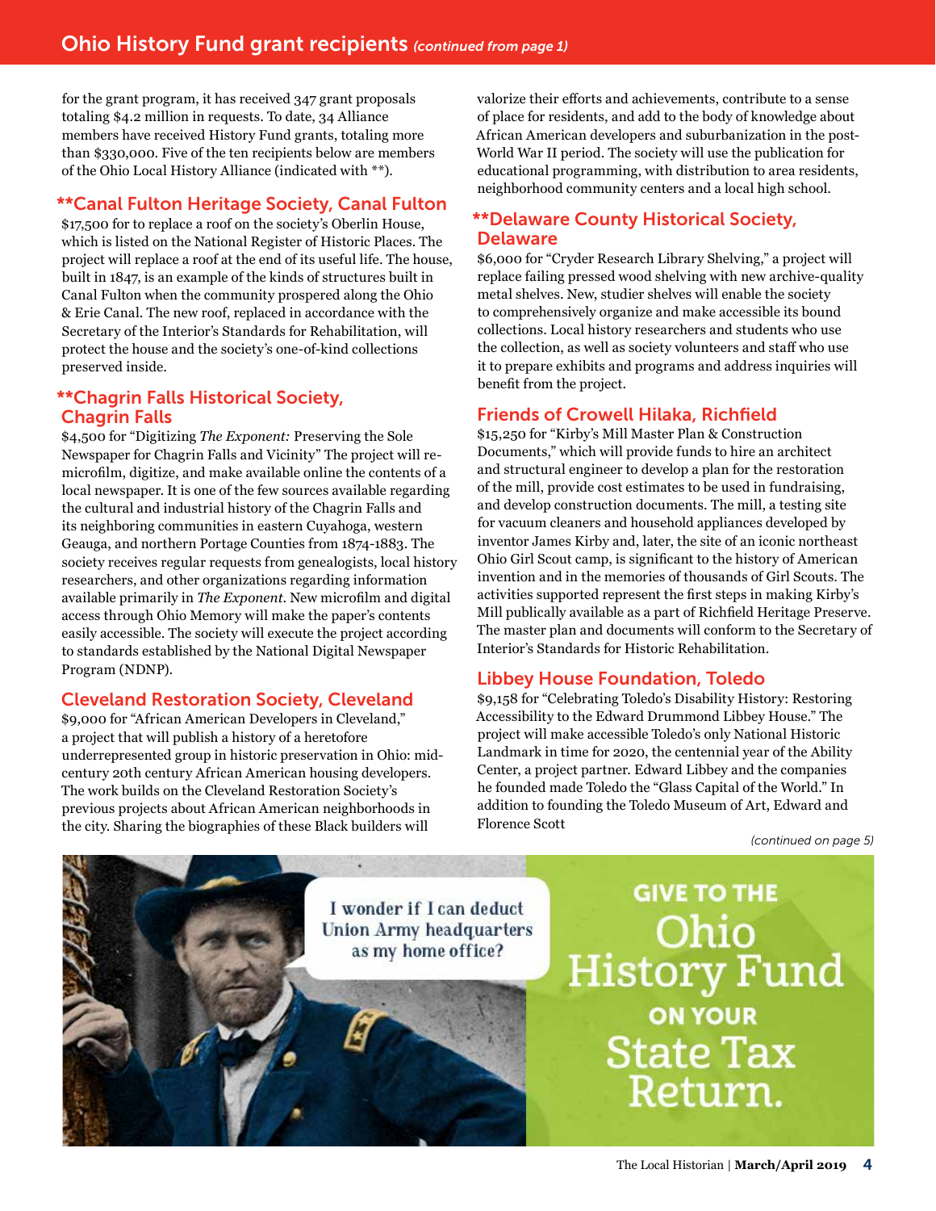for the grant program, it has received 347 grant proposals totaling $4.2 million in requests. To date, 34 Alliance members have received History Fund grants, totaling more than $330,000. Five of the ten recipients below are members of the Ohio Local History Alliance (indicated with **).

### **Canal Fulton Heritage Society, Canal Fulton

$17,500 for to replace a roof on the society's Oberlin House, which is listed on the National Register of Historic Places. The project will replace a roof at the end of its useful life. The house, built in 1847, is an example of the kinds of structures built in Canal Fulton when the community prospered along the Ohio & Erie Canal. The new roof, replaced in accordance with the Secretary of the Interior's Standards for Rehabilitation, will protect the house and the society's one-of-kind collections preserved inside.

### **Chagrin Falls Historical Society, Chagrin Falls

$4,500 for "Digitizing *The Exponent:* Preserving the Sole Newspaper for Chagrin Falls and Vicinity" The project will re-microfilm, digitize, and make available online the contents of a local newspaper. It is one of the few sources available regarding the cultural and industrial history of the Chagrin Falls and its neighboring communities in eastern Cuyahoga, western Geauga, and northern Portage Counties from 1874-1883. The society receives regular requests from genealogists, local history researchers, and other organizations regarding information available primarily in *The Exponent*. New microfilm and digital access through Ohio Memory will make the paper's contents easily accessible. The society will execute the project according to standards established by the National Digital Newspaper Program (NDNP).

### Cleveland Restoration Society, Cleveland

$9,000 for "African American Developers in Cleveland," a project that will publish a history of a heretofore underrepresented group in historic preservation in Ohio: mid-century 20th century African American housing developers. The work builds on the Cleveland Restoration Society's previous projects about African American neighborhoods in the city. Sharing the biographies of these Black builders will valorize their efforts and achievements, contribute to a sense of place for residents, and add to the body of knowledge about African American developers and suburbanization in the post-World War II period. The society will use the publication for educational programming, with distribution to area residents, neighborhood community centers and a local high school.

### **Delaware County Historical Society, Delaware

$6,000 for "Cryder Research Library Shelving," a project will replace failing pressed wood shelving with new archive-quality metal shelves. New, studier shelves will enable the society to comprehensively organize and make accessible its bound collections. Local history researchers and students who use the collection, as well as society volunteers and staff who use it to prepare exhibits and programs and address inquiries will benefit from the project.

### Friends of Crowell Hilaka, Richfield

$15,250 for "Kirby's Mill Master Plan & Construction Documents," which will provide funds to hire an architect and structural engineer to develop a plan for the restoration of the mill, provide cost estimates to be used in fundraising, and develop construction documents. The mill, a testing site for vacuum cleaners and household appliances developed by inventor James Kirby and, later, the site of an iconic northeast Ohio Girl Scout camp, is significant to the history of American invention and in the memories of thousands of Girl Scouts. The activities supported represent the first steps in making Kirby's Mill publically available as a part of Richfield Heritage Preserve. The master plan and documents will conform to the Secretary of Interior's Standards for Historic Rehabilitation.

### Libbey House Foundation, Toledo

$9,158 for "Celebrating Toledo's Disability History: Restoring Accessibility to the Edward Drummond Libbey House." The project will make accessible Toledo's only National Historic Landmark in time for 2020, the centennial year of the Ability Center, a project partner. Edward Libbey and the companies he founded made Toledo the "Glass Capital of the World." In addition to founding the Toledo Museum of Art, Edward and Florence Scott

*(continued on page 5)*

I wonder if I can deduct Union Army headquarters as my home office?

GIVE TO THE Ohio History Fund ON YOUR State Tax Return.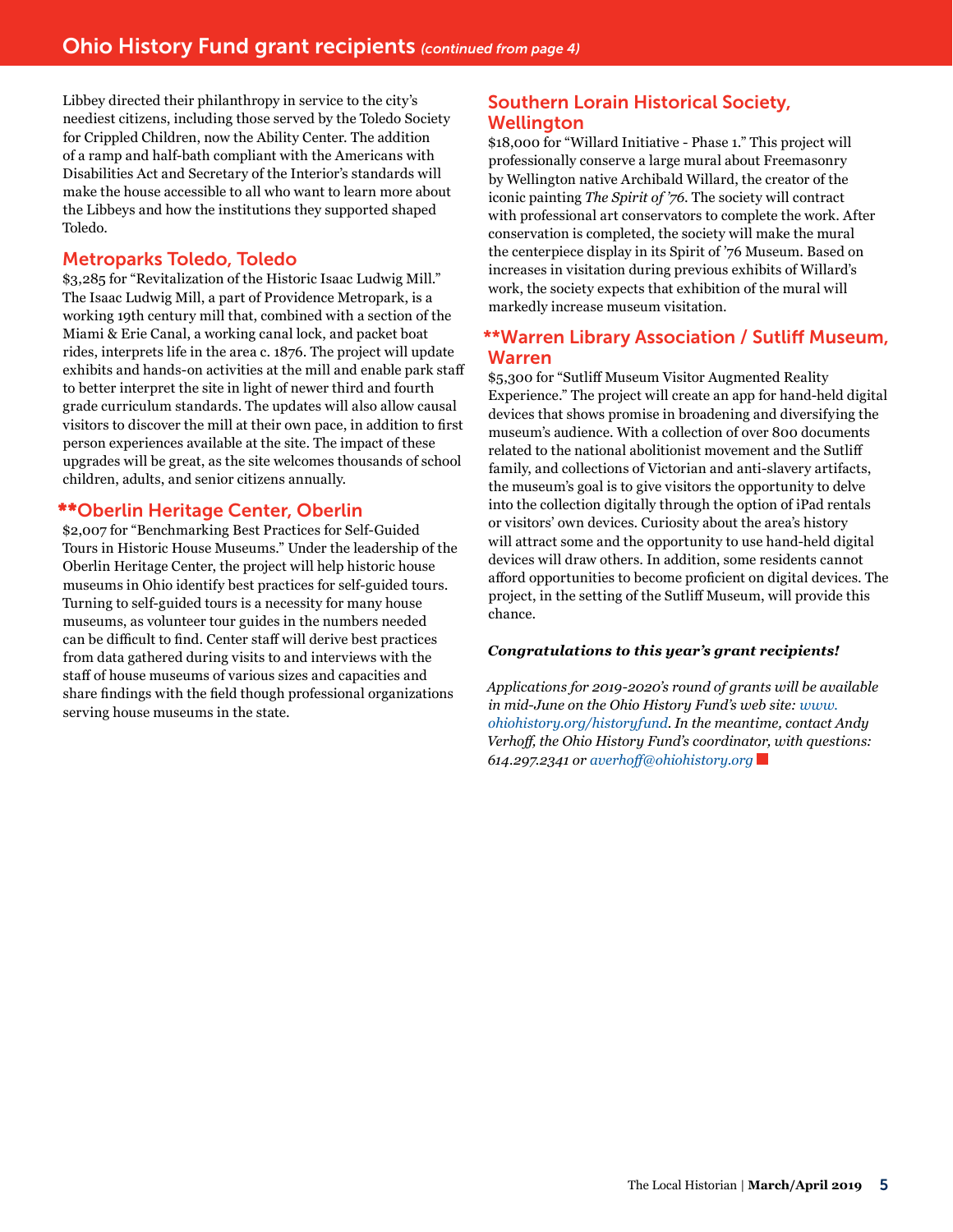## Ohio History Fund grant recipients *(continued from page 4)*

Libbey directed their philanthropy in service to the city's neediest citizens, including those served by the Toledo Society for Crippled Children, now the Ability Center. The addition of a ramp and half-bath compliant with the Americans with Disabilities Act and Secretary of the Interior's standards will make the house accessible to all who want to learn more about the Libbeys and how the institutions they supported shaped Toledo.

### Metroparks Toledo, Toledo

$3,285 for "Revitalization of the Historic Isaac Ludwig Mill." The Isaac Ludwig Mill, a part of Providence Metropark, is a working 19th century mill that, combined with a section of the Miami & Erie Canal, a working canal lock, and packet boat rides, interprets life in the area c. 1876. The project will update exhibits and hands-on activities at the mill and enable park staff to better interpret the site in light of newer third and fourth grade curriculum standards. The updates will also allow causal visitors to discover the mill at their own pace, in addition to first person experiences available at the site. The impact of these upgrades will be great, as the site welcomes thousands of school children, adults, and senior citizens annually.

### **Oberlin Heritage Center, Oberlin

$2,007 for "Benchmarking Best Practices for Self-Guided Tours in Historic House Museums." Under the leadership of the Oberlin Heritage Center, the project will help historic house museums in Ohio identify best practices for self-guided tours. Turning to self-guided tours is a necessity for many house museums, as volunteer tour guides in the numbers needed can be difficult to find. Center staff will derive best practices from data gathered during visits to and interviews with the staff of house museums of various sizes and capacities and share findings with the field though professional organizations serving house museums in the state.

### Southern Lorain Historical Society, Wellington

$18,000 for "Willard Initiative - Phase 1." This project will professionally conserve a large mural about Freemasonry by Wellington native Archibald Willard, the creator of the iconic painting *The Spirit of '76*. The society will contract with professional art conservators to complete the work. After conservation is completed, the society will make the mural the centerpiece display in its Spirit of '76 Museum. Based on increases in visitation during previous exhibits of Willard's work, the society expects that exhibition of the mural will markedly increase museum visitation.

### **Warren Library Association / Sutliff Museum, Warren

$5,300 for "Sutliff Museum Visitor Augmented Reality Experience." The project will create an app for hand-held digital devices that shows promise in broadening and diversifying the museum's audience. With a collection of over 800 documents related to the national abolitionist movement and the Sutliff family, and collections of Victorian and anti-slavery artifacts, the museum's goal is to give visitors the opportunity to delve into the collection digitally through the option of iPad rentals or visitors' own devices. Curiosity about the area's history will attract some and the opportunity to use hand-held digital devices will draw others. In addition, some residents cannot afford opportunities to become proficient on digital devices. The project, in the setting of the Sutliff Museum, will provide this chance.

***Congratulations to this year's grant recipients!***

*Applications for 2019-2020's round of grants will be available in mid-June on the Ohio History Fund's web site: www.ohiohistory.org/historyfund. In the meantime, contact Andy Verhoff, the Ohio History Fund's coordinator, with questions: 614.297.2341 or averhoff@ohiohistory.org*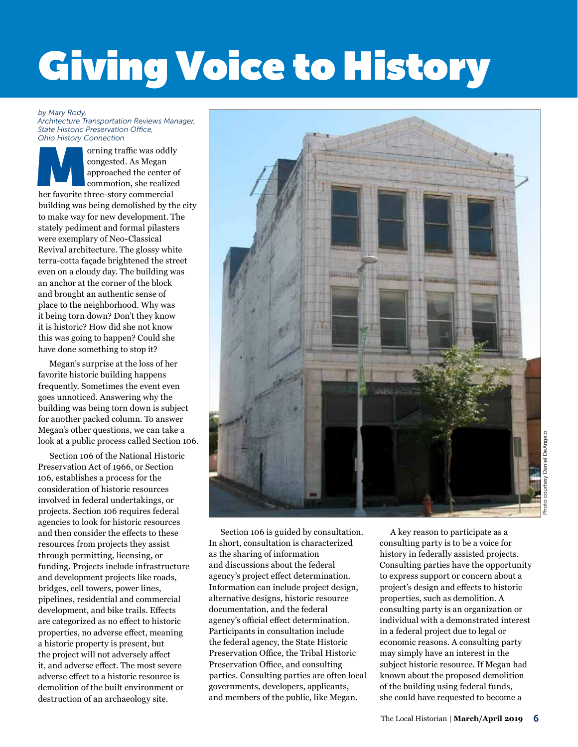# Giving Voice to History

*by Mary Rody, Architecture Transportation Reviews Manager, State Historic Preservation Office, Ohio History Connection*

Morning traffic was oddly congested. As Megan approached the center of commotion, she realized her favorite three-story commercial building was being demolished by the city to make way for new development. The stately pediment and formal pilasters were exemplary of Neo-Classical Revival architecture. The glossy white terra-cotta façade brightened the street even on a cloudy day. The building was an anchor at the corner of the block and brought an authentic sense of place to the neighborhood. Why was it being torn down? Don't they know it is historic? How did she not know this was going to happen? Could she have done something to stop it?

Megan's surprise at the loss of her favorite historic building happens frequently. Sometimes the event even goes unnoticed. Answering why the building was being torn down is subject for another packed column. To answer Megan's other questions, we can take a look at a public process called Section 106.

Section 106 of the National Historic Preservation Act of 1966, or Section 106, establishes a process for the consideration of historic resources involved in federal undertakings, or projects. Section 106 requires federal agencies to look for historic resources and then consider the effects to these resources from projects they assist through permitting, licensing, or funding. Projects include infrastructure and development projects like roads, bridges, cell towers, power lines, pipelines, residential and commercial development, and bike trails. Effects are categorized as no effect to historic properties, no adverse effect, meaning a historic property is present, but the project will not adversely affect it, and adverse effect. The most severe adverse effect to a historic resource is demolition of the built environment or destruction of an archaeology site.

Photo courtesy Daniel DeAngelo

Section 106 is guided by consultation. In short, consultation is characterized as the sharing of information and discussions about the federal agency's project effect determination. Information can include project design, alternative designs, historic resource documentation, and the federal agency's official effect determination. Participants in consultation include the federal agency, the State Historic Preservation Office, the Tribal Historic Preservation Office, and consulting parties. Consulting parties are often local governments, developers, applicants, and members of the public, like Megan.

A key reason to participate as a consulting party is to be a voice for history in federally assisted projects. Consulting parties have the opportunity to express support or concern about a project's design and effects to historic properties, such as demolition. A consulting party is an organization or individual with a demonstrated interest in a federal project due to legal or economic reasons. A consulting party may simply have an interest in the subject historic resource. If Megan had known about the proposed demolition of the building using federal funds, she could have requested to become a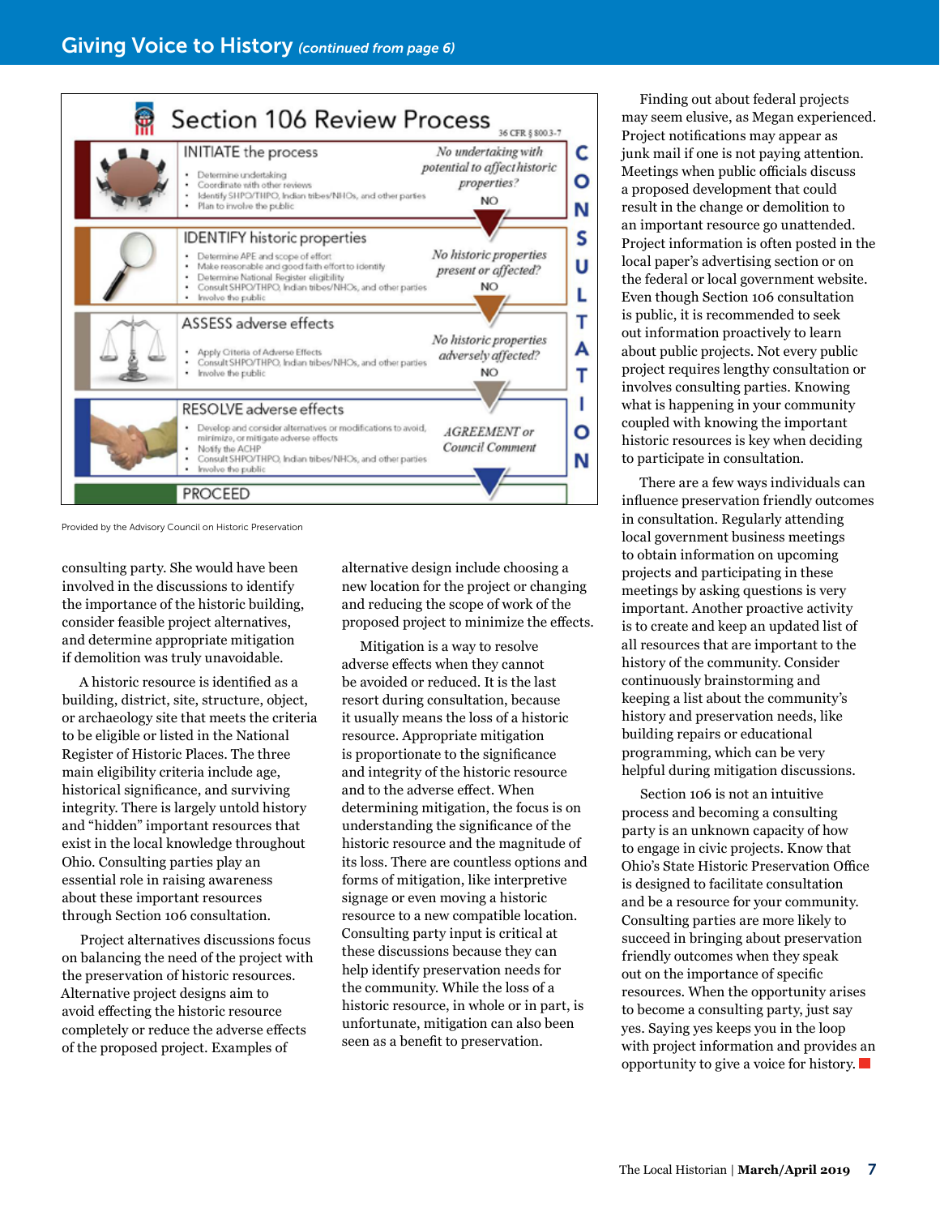## Giving Voice to History *(continued from page 6)*

### Section 106 Review Process

36 CFR § 800.3-7

**INITIATE the process**

- Determine undertaking
- Coordinate with other reviews
- Identify SHPO/THPO, Indian tribes/NHOs, and other parties
- Plan to involve the public

*No undertaking with potential to affect historic properties?* NO

**IDENTIFY historic properties**

- Determine APE and scope of effort
- Make reasonable and good faith effort to identify
- Determine National Register eligibility
- Consult SHPO/THPO, Indian tribes/NHOs, and other parties
- Involve the public

*No historic properties present or affected?* NO

**ASSESS adverse effects**

- Apply Criteria of Adverse Effects
- Consult SHPO/THPO, Indian tribes/NHOs, and other parties
- Involve the public

*No historic properties adversely affected?* NO

**RESOLVE adverse effects**

- Develop and consider alternatives or modifications to avoid, minimize, or mitigate adverse effects
- Notify the ACHP
- Consult SHPO/THPO, Indian tribes/NHOs, and other parties
- Involve the public

*AGREEMENT or Council Comment*

**PROCEED**

CONSULTATION

Provided by the Advisory Council on Historic Preservation

consulting party. She would have been involved in the discussions to identify the importance of the historic building, consider feasible project alternatives, and determine appropriate mitigation if demolition was truly unavoidable.

A historic resource is identified as a building, district, site, structure, object, or archaeology site that meets the criteria to be eligible or listed in the National Register of Historic Places. The three main eligibility criteria include age, historical significance, and surviving integrity. There is largely untold history and "hidden" important resources that exist in the local knowledge throughout Ohio. Consulting parties play an essential role in raising awareness about these important resources through Section 106 consultation.

Project alternatives discussions focus on balancing the need of the project with the preservation of historic resources. Alternative project designs aim to avoid effecting the historic resource completely or reduce the adverse effects of the proposed project. Examples of alternative design include choosing a new location for the project or changing and reducing the scope of work of the proposed project to minimize the effects.

Mitigation is a way to resolve adverse effects when they cannot be avoided or reduced. It is the last resort during consultation, because it usually means the loss of a historic resource. Appropriate mitigation is proportionate to the significance and integrity of the historic resource and to the adverse effect. When determining mitigation, the focus is on understanding the significance of the historic resource and the magnitude of its loss. There are countless options and forms of mitigation, like interpretive signage or even moving a historic resource to a new compatible location. Consulting party input is critical at these discussions because they can help identify preservation needs for the community. While the loss of a historic resource, in whole or in part, is unfortunate, mitigation can also been seen as a benefit to preservation.

Finding out about federal projects may seem elusive, as Megan experienced. Project notifications may appear as junk mail if one is not paying attention. Meetings when public officials discuss a proposed development that could result in the change or demolition to an important resource go unattended. Project information is often posted in the local paper's advertising section or on the federal or local government website. Even though Section 106 consultation is public, it is recommended to seek out information proactively to learn about public projects. Not every public project requires lengthy consultation or involves consulting parties. Knowing what is happening in your community coupled with knowing the important historic resources is key when deciding to participate in consultation.

There are a few ways individuals can influence preservation friendly outcomes in consultation. Regularly attending local government business meetings to obtain information on upcoming projects and participating in these meetings by asking questions is very important. Another proactive activity is to create and keep an updated list of all resources that are important to the history of the community. Consider continuously brainstorming and keeping a list about the community's history and preservation needs, like building repairs or educational programming, which can be very helpful during mitigation discussions.

Section 106 is not an intuitive process and becoming a consulting party is an unknown capacity of how to engage in civic projects. Know that Ohio's State Historic Preservation Office is designed to facilitate consultation and be a resource for your community. Consulting parties are more likely to succeed in bringing about preservation friendly outcomes when they speak out on the importance of specific resources. When the opportunity arises to become a consulting party, just say yes. Saying yes keeps you in the loop with project information and provides an opportunity to give a voice for history. ■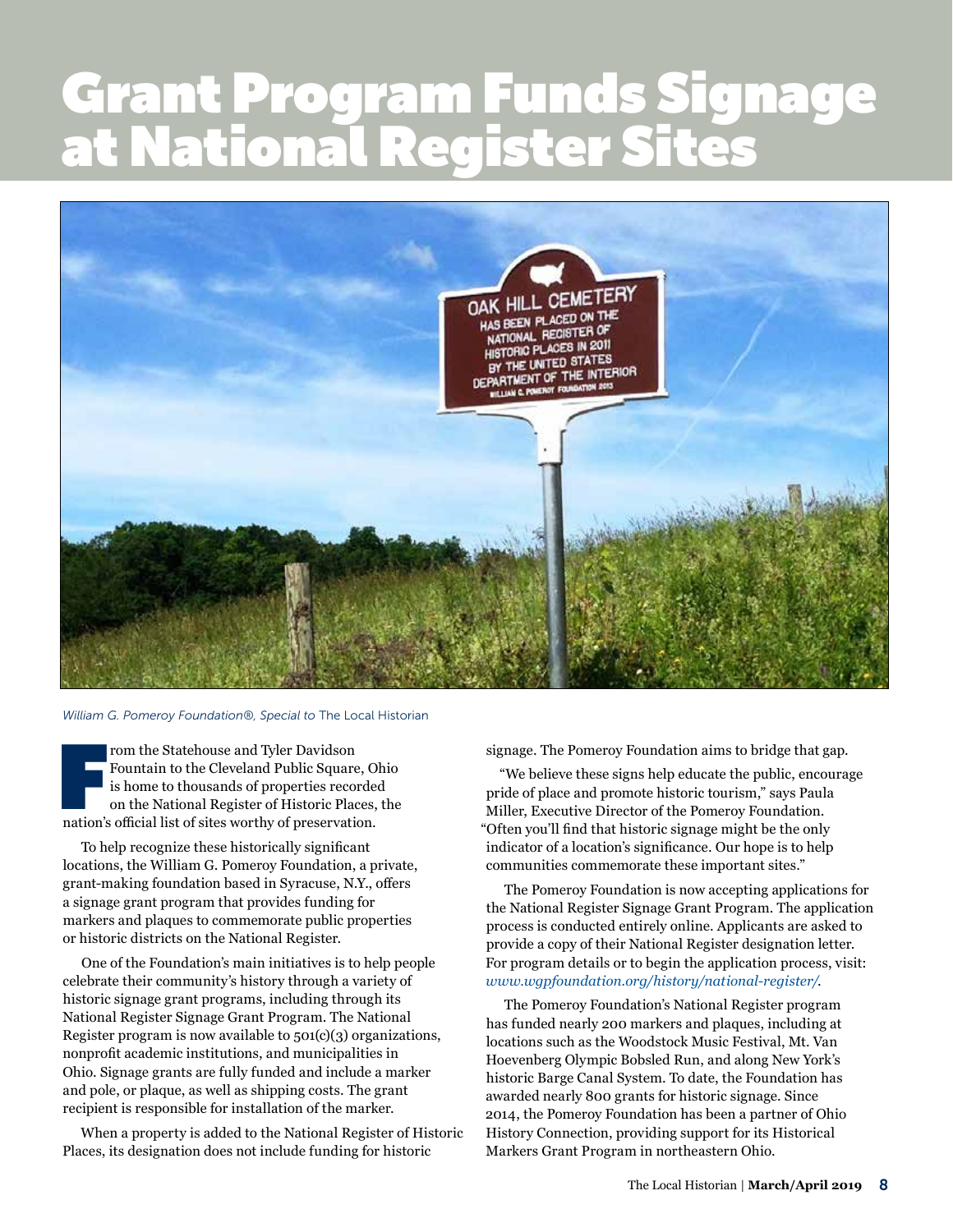# Grant Program Funds Signage at National Register Sites

*William G. Pomeroy Foundation®, Special to* The Local Historian

From the Statehouse and Tyler Davidson Fountain to the Cleveland Public Square, Ohio is home to thousands of properties recorded on the National Register of Historic Places, the nation's official list of sites worthy of preservation.

To help recognize these historically significant locations, the William G. Pomeroy Foundation, a private, grant-making foundation based in Syracuse, N.Y., offers a signage grant program that provides funding for markers and plaques to commemorate public properties or historic districts on the National Register.

One of the Foundation's main initiatives is to help people celebrate their community's history through a variety of historic signage grant programs, including through its National Register Signage Grant Program. The National Register program is now available to 501(c)(3) organizations, nonprofit academic institutions, and municipalities in Ohio. Signage grants are fully funded and include a marker and pole, or plaque, as well as shipping costs. The grant recipient is responsible for installation of the marker.

When a property is added to the National Register of Historic Places, its designation does not include funding for historic signage. The Pomeroy Foundation aims to bridge that gap.

"We believe these signs help educate the public, encourage pride of place and promote historic tourism," says Paula Miller, Executive Director of the Pomeroy Foundation. "Often you'll find that historic signage might be the only indicator of a location's significance. Our hope is to help communities commemorate these important sites."

The Pomeroy Foundation is now accepting applications for the National Register Signage Grant Program. The application process is conducted entirely online. Applicants are asked to provide a copy of their National Register designation letter. For program details or to begin the application process, visit: *www.wgpfoundation.org/history/national-register/*.

The Pomeroy Foundation's National Register program has funded nearly 200 markers and plaques, including at locations such as the Woodstock Music Festival, Mt. Van Hoevenberg Olympic Bobsled Run, and along New York's historic Barge Canal System. To date, the Foundation has awarded nearly 800 grants for historic signage. Since 2014, the Pomeroy Foundation has been a partner of Ohio History Connection, providing support for its Historical Markers Grant Program in northeastern Ohio.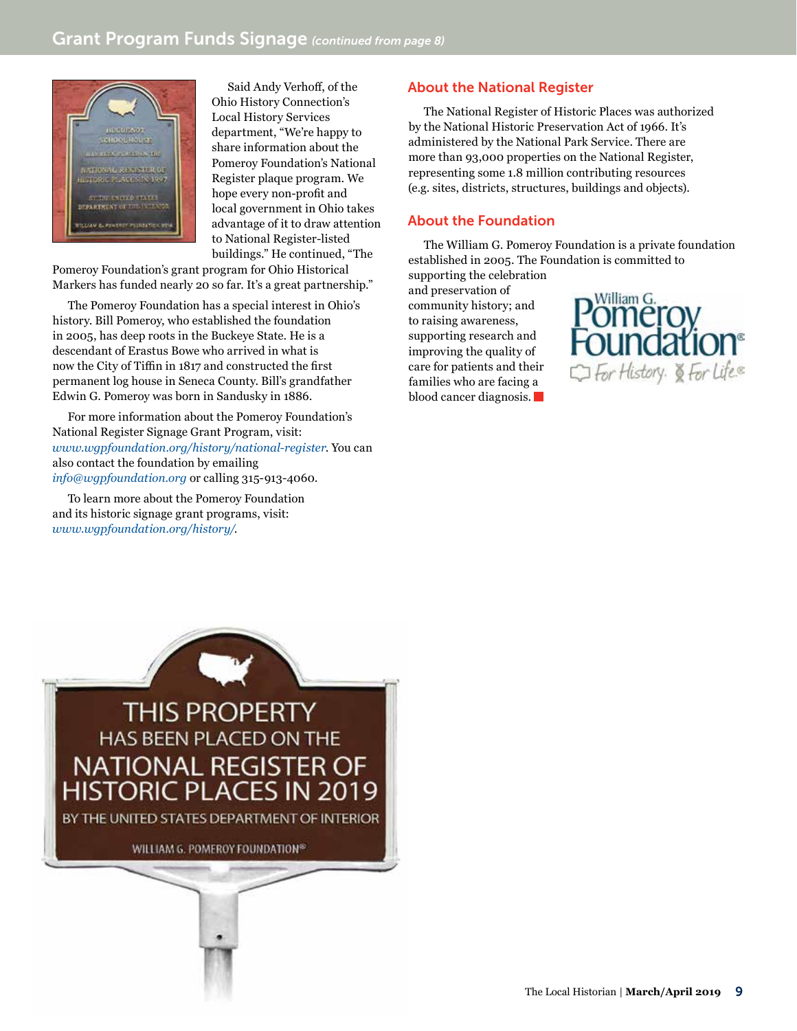## Grant Program Funds Signage *(continued from page 8)*

Said Andy Verhoff, of the Ohio History Connection's Local History Services department, "We're happy to share information about the Pomeroy Foundation's National Register plaque program. We hope every non-profit and local government in Ohio takes advantage of it to draw attention to National Register-listed buildings." He continued, "The Pomeroy Foundation's grant program for Ohio Historical Markers has funded nearly 20 so far. It's a great partnership."

The Pomeroy Foundation has a special interest in Ohio's history. Bill Pomeroy, who established the foundation in 2005, has deep roots in the Buckeye State. He is a descendant of Erastus Bowe who arrived in what is now the City of Tiffin in 1817 and constructed the first permanent log house in Seneca County. Bill's grandfather Edwin G. Pomeroy was born in Sandusky in 1886.

For more information about the Pomeroy Foundation's National Register Signage Grant Program, visit: *www.wgpfoundation.org/history/national-register*. You can also contact the foundation by emailing *info@wgpfoundation.org* or calling 315-913-4060.

To learn more about the Pomeroy Foundation and its historic signage grant programs, visit: *www.wgpfoundation.org/history/*.

### About the National Register

The National Register of Historic Places was authorized by the National Historic Preservation Act of 1966. It's administered by the National Park Service. There are more than 93,000 properties on the National Register, representing some 1.8 million contributing resources (e.g. sites, districts, structures, buildings and objects).

### About the Foundation

The William G. Pomeroy Foundation is a private foundation established in 2005. The Foundation is committed to supporting the celebration and preservation of community history; and to raising awareness, supporting research and improving the quality of care for patients and their families who are facing a blood cancer diagnosis.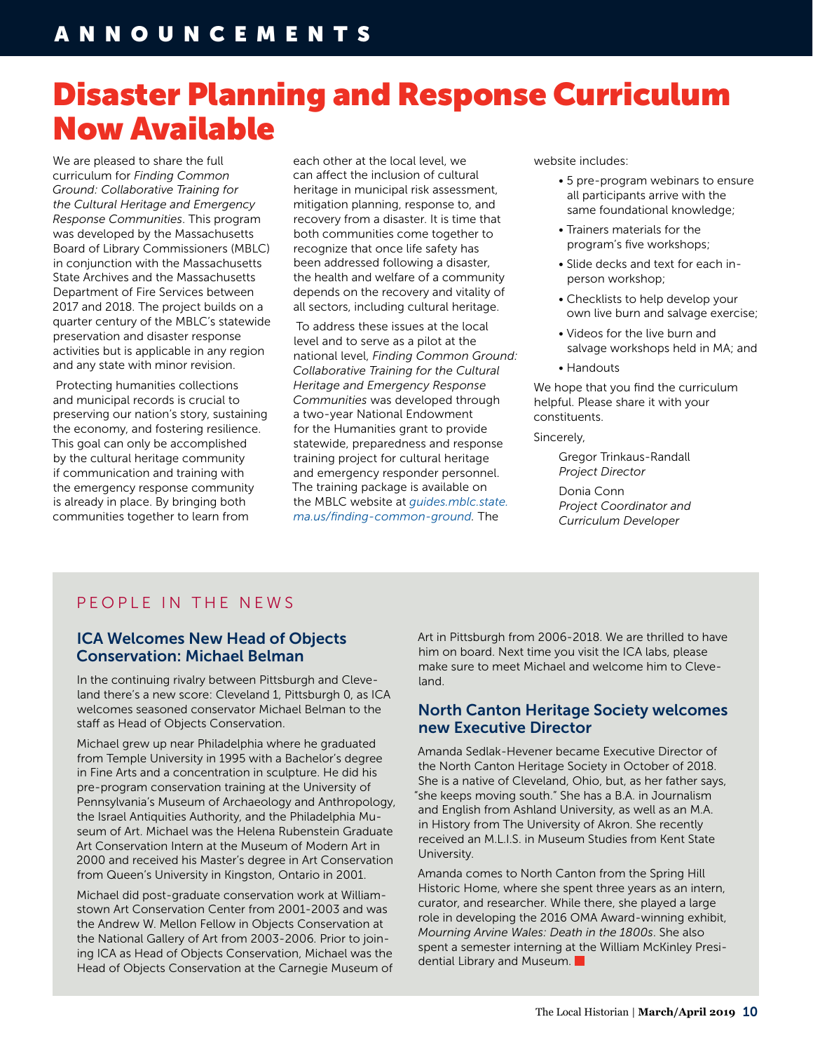# ANNOUNCEMENTS

## Disaster Planning and Response Curriculum Now Available

We are pleased to share the full curriculum for *Finding Common Ground: Collaborative Training for the Cultural Heritage and Emergency Response Communities*. This program was developed by the Massachusetts Board of Library Commissioners (MBLC) in conjunction with the Massachusetts State Archives and the Massachusetts Department of Fire Services between 2017 and 2018. The project builds on a quarter century of the MBLC's statewide preservation and disaster response activities but is applicable in any region and any state with minor revision.

Protecting humanities collections and municipal records is crucial to preserving our nation's story, sustaining the economy, and fostering resilience. This goal can only be accomplished by the cultural heritage community if communication and training with the emergency response community is already in place. By bringing both communities together to learn from each other at the local level, we can affect the inclusion of cultural heritage in municipal risk assessment, mitigation planning, response to, and recovery from a disaster. It is time that both communities come together to recognize that once life safety has been addressed following a disaster, the health and welfare of a community depends on the recovery and vitality of all sectors, including cultural heritage.

To address these issues at the local level and to serve as a pilot at the national level, *Finding Common Ground: Collaborative Training for the Cultural Heritage and Emergency Response Communities* was developed through a two-year National Endowment for the Humanities grant to provide statewide, preparedness and response training project for cultural heritage and emergency responder personnel. The training package is available on the MBLC website at *guides.mblc.state.ma.us/finding-common-ground*. The website includes:

- 5 pre-program webinars to ensure all participants arrive with the same foundational knowledge;
- Trainers materials for the program's five workshops;
- Slide decks and text for each in-person workshop;
- Checklists to help develop your own live burn and salvage exercise;
- Videos for the live burn and salvage workshops held in MA; and
- Handouts

We hope that you find the curriculum helpful. Please share it with your constituents.

Sincerely,

Gregor Trinkaus-Randall
*Project Director*

Donia Conn
*Project Coordinator and Curriculum Developer*

## PEOPLE IN THE NEWS

### ICA Welcomes New Head of Objects Conservation: Michael Belman

In the continuing rivalry between Pittsburgh and Cleveland there's a new score: Cleveland 1, Pittsburgh 0, as ICA welcomes seasoned conservator Michael Belman to the staff as Head of Objects Conservation.

Michael grew up near Philadelphia where he graduated from Temple University in 1995 with a Bachelor's degree in Fine Arts and a concentration in sculpture. He did his pre-program conservation training at the University of Pennsylvania's Museum of Archaeology and Anthropology, the Israel Antiquities Authority, and the Philadelphia Museum of Art. Michael was the Helena Rubenstein Graduate Art Conservation Intern at the Museum of Modern Art in 2000 and received his Master's degree in Art Conservation from Queen's University in Kingston, Ontario in 2001.

Michael did post-graduate conservation work at Williamstown Art Conservation Center from 2001-2003 and was the Andrew W. Mellon Fellow in Objects Conservation at the National Gallery of Art from 2003-2006. Prior to joining ICA as Head of Objects Conservation, Michael was the Head of Objects Conservation at the Carnegie Museum of Art in Pittsburgh from 2006-2018. We are thrilled to have him on board. Next time you visit the ICA labs, please make sure to meet Michael and welcome him to Cleveland.

### North Canton Heritage Society welcomes new Executive Director

Amanda Sedlak-Hevener became Executive Director of the North Canton Heritage Society in October of 2018. She is a native of Cleveland, Ohio, but, as her father says, "she keeps moving south." She has a B.A. in Journalism and English from Ashland University, as well as an M.A. in History from The University of Akron. She recently received an M.L.I.S. in Museum Studies from Kent State University.

Amanda comes to North Canton from the Spring Hill Historic Home, where she spent three years as an intern, curator, and researcher. While there, she played a large role in developing the 2016 OMA Award-winning exhibit, *Mourning Arvine Wales: Death in the 1800s*. She also spent a semester interning at the William McKinley Presidential Library and Museum.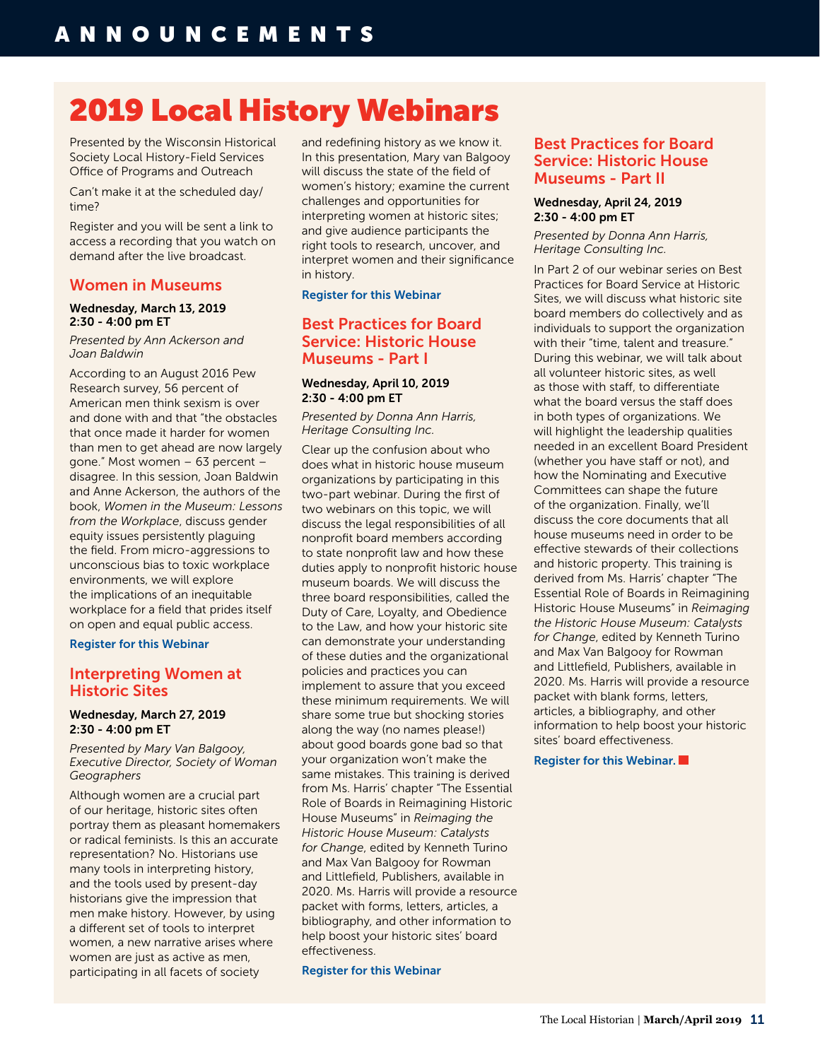# ANNOUNCEMENTS

## 2019 Local History Webinars

Presented by the Wisconsin Historical Society Local History-Field Services Office of Programs and Outreach

Can't make it at the scheduled day/time?

Register and you will be sent a link to access a recording that you watch on demand after the live broadcast.

### Women in Museums

**Wednesday, March 13, 2019**
**2:30 - 4:00 pm ET**

*Presented by Ann Ackerson and Joan Baldwin*

According to an August 2016 Pew Research survey, 56 percent of American men think sexism is over and done with and that "the obstacles that once made it harder for women than men to get ahead are now largely gone." Most women – 63 percent – disagree. In this session, Joan Baldwin and Anne Ackerson, the authors of the book, *Women in the Museum: Lessons from the Workplace*, discuss gender equity issues persistently plaguing the field. From micro-aggressions to unconscious bias to toxic workplace environments, we will explore the implications of an inequitable workplace for a field that prides itself on open and equal public access.

**Register for this Webinar**

### Interpreting Women at Historic Sites

**Wednesday, March 27, 2019**
**2:30 - 4:00 pm ET**

*Presented by Mary Van Balgooy, Executive Director, Society of Woman Geographers*

Although women are a crucial part of our heritage, historic sites often portray them as pleasant homemakers or radical feminists. Is this an accurate representation? No. Historians use many tools in interpreting history, and the tools used by present-day historians give the impression that men make history. However, by using a different set of tools to interpret women, a new narrative arises where women are just as active as men, participating in all facets of society and redefining history as we know it. In this presentation, Mary van Balgooy will discuss the state of the field of women's history; examine the current challenges and opportunities for interpreting women at historic sites; and give audience participants the right tools to research, uncover, and interpret women and their significance in history.

**Register for this Webinar**

### Best Practices for Board Service: Historic House Museums - Part I

**Wednesday, April 10, 2019**
**2:30 - 4:00 pm ET**

*Presented by Donna Ann Harris, Heritage Consulting Inc.*

Clear up the confusion about who does what in historic house museum organizations by participating in this two-part webinar. During the first of two webinars on this topic, we will discuss the legal responsibilities of all nonprofit board members according to state nonprofit law and how these duties apply to nonprofit historic house museum boards. We will discuss the three board responsibilities, called the Duty of Care, Loyalty, and Obedience to the Law, and how your historic site can demonstrate your understanding of these duties and the organizational policies and practices you can implement to assure that you exceed these minimum requirements. We will share some true but shocking stories along the way (no names please!) about good boards gone bad so that your organization won't make the same mistakes. This training is derived from Ms. Harris' chapter "The Essential Role of Boards in Reimagining Historic House Museums" in *Reimaging the Historic House Museum: Catalysts for Change*, edited by Kenneth Turino and Max Van Balgooy for Rowman and Littlefield, Publishers, available in 2020. Ms. Harris will provide a resource packet with forms, letters, articles, a bibliography, and other information to help boost your historic sites' board effectiveness.

**Register for this Webinar**

### Best Practices for Board Service: Historic House Museums - Part II

**Wednesday, April 24, 2019**
**2:30 - 4:00 pm ET**

*Presented by Donna Ann Harris, Heritage Consulting Inc.*

In Part 2 of our webinar series on Best Practices for Board Service at Historic Sites, we will discuss what historic site board members do collectively and as individuals to support the organization with their "time, talent and treasure." During this webinar, we will talk about all volunteer historic sites, as well as those with staff, to differentiate what the board versus the staff does in both types of organizations. We will highlight the leadership qualities needed in an excellent Board President (whether you have staff or not), and how the Nominating and Executive Committees can shape the future of the organization. Finally, we'll discuss the core documents that all house museums need in order to be effective stewards of their collections and historic property. This training is derived from Ms. Harris' chapter "The Essential Role of Boards in Reimagining Historic House Museums" in *Reimaging the Historic House Museum: Catalysts for Change*, edited by Kenneth Turino and Max Van Balgooy for Rowman and Littlefield, Publishers, available in 2020. Ms. Harris will provide a resource packet with blank forms, letters, articles, a bibliography, and other information to help boost your historic sites' board effectiveness.

**Register for this Webinar.**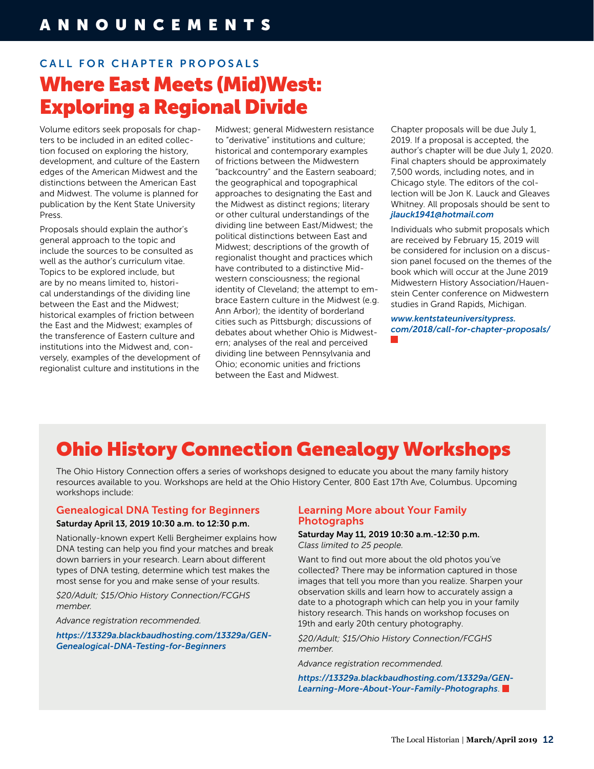# ANNOUNCEMENTS

## CALL FOR CHAPTER PROPOSALS

# Where East Meets (Mid)West: Exploring a Regional Divide

Volume editors seek proposals for chapters to be included in an edited collection focused on exploring the history, development, and culture of the Eastern edges of the American Midwest and the distinctions between the American East and Midwest. The volume is planned for publication by the Kent State University Press.

Proposals should explain the author's general approach to the topic and include the sources to be consulted as well as the author's curriculum vitae. Topics to be explored include, but are by no means limited to, historical understandings of the dividing line between the East and the Midwest; historical examples of friction between the East and the Midwest; examples of the transference of Eastern culture and institutions into the Midwest and, conversely, examples of the development of regionalist culture and institutions in the Midwest; general Midwestern resistance to "derivative" institutions and culture; historical and contemporary examples of frictions between the Midwestern "backcountry" and the Eastern seaboard; the geographical and topographical approaches to designating the East and the Midwest as distinct regions; literary or other cultural understandings of the dividing line between East/Midwest; the political distinctions between East and Midwest; descriptions of the growth of regionalist thought and practices which have contributed to a distinctive Midwestern consciousness; the regional identity of Cleveland; the attempt to embrace Eastern culture in the Midwest (e.g. Ann Arbor); the identity of borderland cities such as Pittsburgh; discussions of debates about whether Ohio is Midwestern; analyses of the real and perceived dividing line between Pennsylvania and Ohio; economic unities and frictions between the East and Midwest.

Chapter proposals will be due July 1, 2019. If a proposal is accepted, the author's chapter will be due July 1, 2020. Final chapters should be approximately 7,500 words, including notes, and in Chicago style. The editors of the collection will be Jon K. Lauck and Gleaves Whitney. All proposals should be sent to ***jlauck1941@hotmail.com***

Individuals who submit proposals which are received by February 15, 2019 will be considered for inclusion on a discussion panel focused on the themes of the book which will occur at the June 2019 Midwestern History Association/Hauenstein Center conference on Midwestern studies in Grand Rapids, Michigan.

***www.kentstateuniversitypress.com/2018/call-for-chapter-proposals/***

# Ohio History Connection Genealogy Workshops

The Ohio History Connection offers a series of workshops designed to educate you about the many family history resources available to you. Workshops are held at the Ohio History Center, 800 East 17th Ave, Columbus. Upcoming workshops include:

### Genealogical DNA Testing for Beginners

**Saturday April 13, 2019 10:30 a.m. to 12:30 p.m.**

Nationally-known expert Kelli Bergheimer explains how DNA testing can help you find your matches and break down barriers in your research. Learn about different types of DNA testing, determine which test makes the most sense for you and make sense of your results.

*$20/Adult; $15/Ohio History Connection/FCGHS member.*

*Advance registration recommended.*

***https://13329a.blackbaudhosting.com/13329a/GEN-Genealogical-DNA-Testing-for-Beginners***

### Learning More about Your Family Photographs

**Saturday May 11, 2019 10:30 a.m.-12:30 p.m.**
*Class limited to 25 people.*

Want to find out more about the old photos you've collected? There may be information captured in those images that tell you more than you realize. Sharpen your observation skills and learn how to accurately assign a date to a photograph which can help you in your family history research. This hands on workshop focuses on 19th and early 20th century photography.

*$20/Adult; $15/Ohio History Connection/FCGHS member.*

*Advance registration recommended.*

***https://13329a.blackbaudhosting.com/13329a/GEN-Learning-More-About-Your-Family-Photographs***.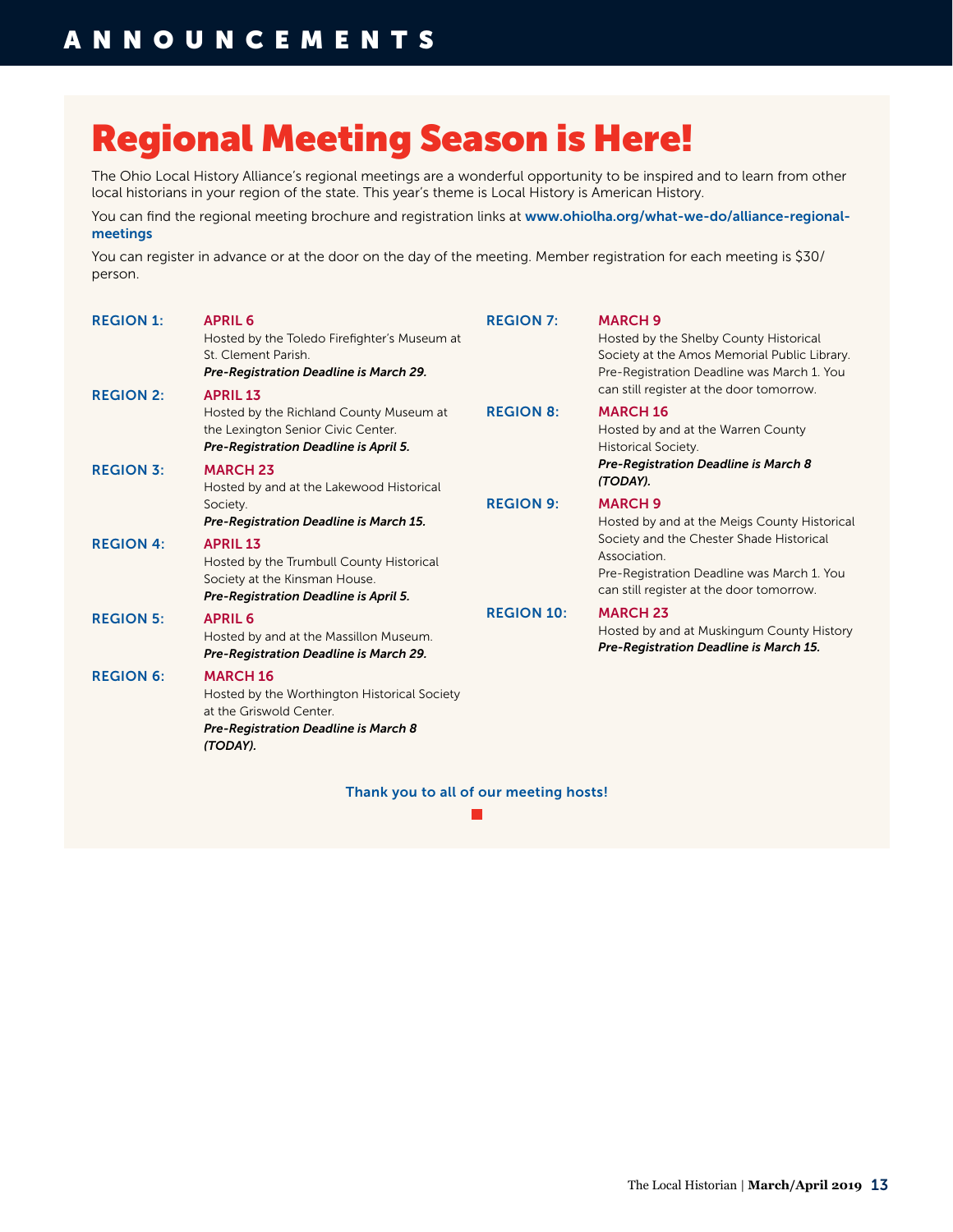# Regional Meeting Season is Here!

The Ohio Local History Alliance's regional meetings are a wonderful opportunity to be inspired and to learn from other local historians in your region of the state. This year's theme is Local History is American History.

You can find the regional meeting brochure and registration links at **www.ohiolha.org/what-we-do/alliance-regional-meetings**

You can register in advance or at the door on the day of the meeting. Member registration for each meeting is $30/person.

**REGION 1:** **APRIL 6**
Hosted by the Toledo Firefighter's Museum at St. Clement Parish.
***Pre-Registration Deadline is March 29.***

**REGION 2:** **APRIL 13**
Hosted by the Richland County Museum at the Lexington Senior Civic Center.
***Pre-Registration Deadline is April 5.***

**REGION 3:** **MARCH 23**
Hosted by and at the Lakewood Historical Society.
***Pre-Registration Deadline is March 15.***

**REGION 4:** **APRIL 13**
Hosted by the Trumbull County Historical Society at the Kinsman House.
***Pre-Registration Deadline is April 5.***

**REGION 5:** **APRIL 6**
Hosted by and at the Massillon Museum.
***Pre-Registration Deadline is March 29.***

**REGION 6:** **MARCH 16**
Hosted by the Worthington Historical Society at the Griswold Center.
***Pre-Registration Deadline is March 8 (TODAY).***

**REGION 7:** **MARCH 9**
Hosted by the Shelby County Historical Society at the Amos Memorial Public Library. Pre-Registration Deadline was March 1. You can still register at the door tomorrow.

**REGION 8:** **MARCH 16**
Hosted by and at the Warren County Historical Society.
***Pre-Registration Deadline is March 8 (TODAY).***

**REGION 9:** **MARCH 9**
Hosted by and at the Meigs County Historical Society and the Chester Shade Historical Association.
Pre-Registration Deadline was March 1. You can still register at the door tomorrow.

**REGION 10:** **MARCH 23**
Hosted by and at Muskingum County History
***Pre-Registration Deadline is March 15.***

**Thank you to all of our meeting hosts!**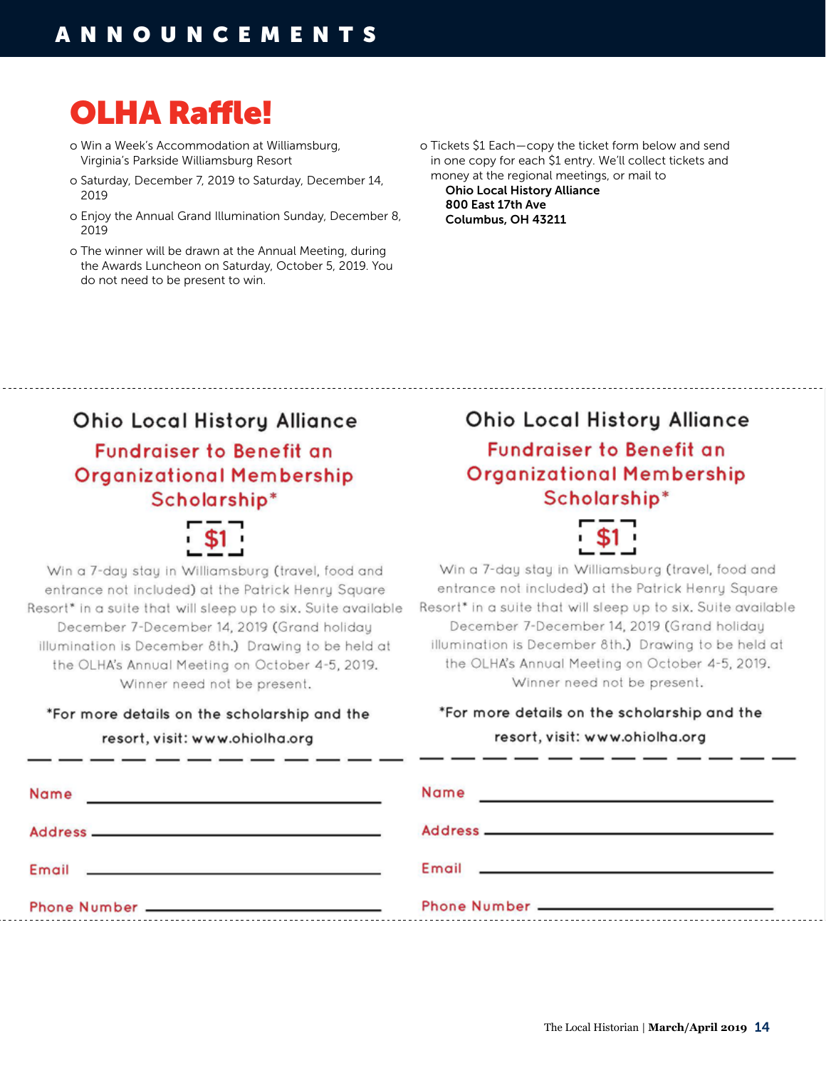# OLHA Raffle!

- Win a Week's Accommodation at Williamsburg, Virginia's Parkside Williamsburg Resort
- Saturday, December 7, 2019 to Saturday, December 14, 2019
- Enjoy the Annual Grand Illumination Sunday, December 8, 2019
- The winner will be drawn at the Annual Meeting, during the Awards Luncheon on Saturday, October 5, 2019. You do not need to be present to win.
- Tickets $1 Each—copy the ticket form below and send in one copy for each $1 entry. We'll collect tickets and money at the regional meetings, or mail to

  **Ohio Local History Alliance**
  **800 East 17th Ave**
  **Columbus, OH 43211**

---

## Ohio Local History Alliance

### Fundraiser to Benefit an Organizational Membership Scholarship*

**$1**

Win a 7-day stay in Williamsburg (travel, food and entrance not included) at the Patrick Henry Square Resort* in a suite that will sleep up to six. Suite available December 7-December 14, 2019 (Grand holiday illumination is December 8th.) Drawing to be held at the OLHA's Annual Meeting on October 4-5, 2019. Winner need not be present.

*For more details on the scholarship and the resort, visit: www.ohiolha.org

Name ______________________

Address ______________________

Email ______________________

Phone Number ______________________

---

## Ohio Local History Alliance

### Fundraiser to Benefit an Organizational Membership Scholarship*

**$1**

Win a 7-day stay in Williamsburg (travel, food and entrance not included) at the Patrick Henry Square Resort* in a suite that will sleep up to six. Suite available December 7-December 14, 2019 (Grand holiday illumination is December 8th.) Drawing to be held at the OLHA's Annual Meeting on October 4-5, 2019. Winner need not be present.

*For more details on the scholarship and the resort, visit: www.ohiolha.org

Name ______________________

Address ______________________

Email ______________________

Phone Number ______________________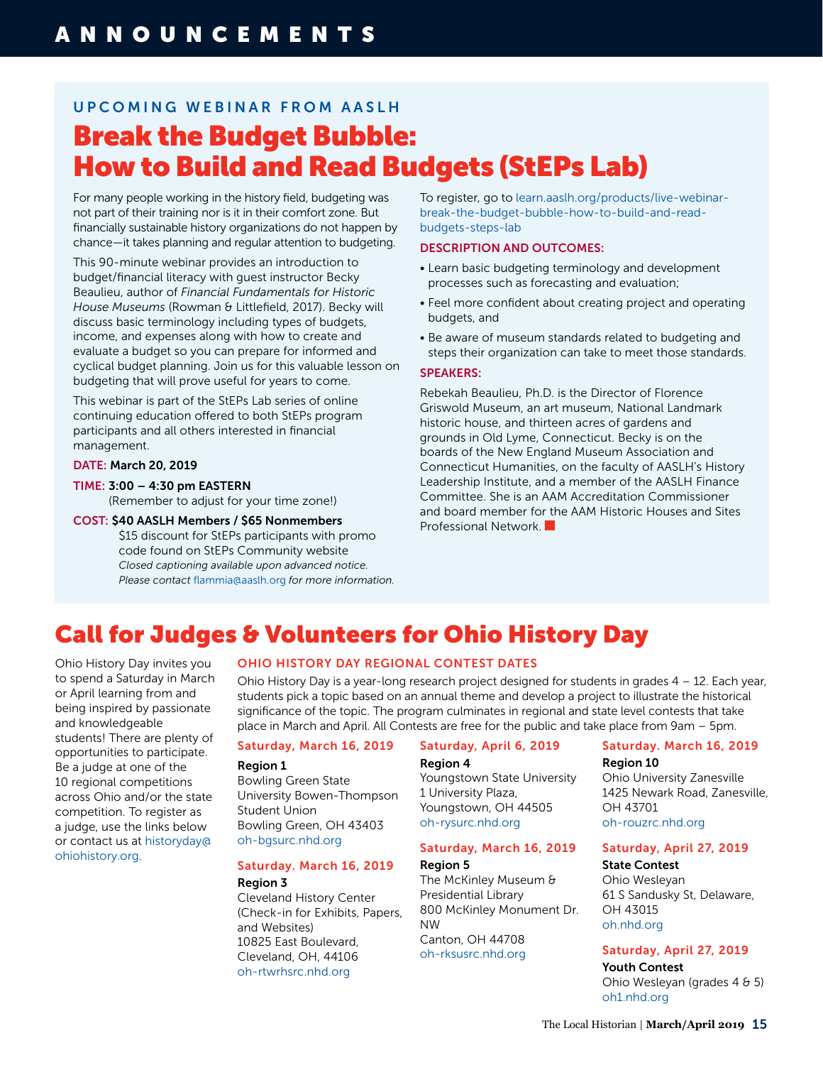# ANNOUNCEMENTS

### UPCOMING WEBINAR FROM AASLH

## Break the Budget Bubble: How to Build and Read Budgets (StEPs Lab)

For many people working in the history field, budgeting was not part of their training nor is it in their comfort zone. But financially sustainable history organizations do not happen by chance—it takes planning and regular attention to budgeting.

This 90-minute webinar provides an introduction to budget/financial literacy with guest instructor Becky Beaulieu, author of *Financial Fundamentals for Historic House Museums* (Rowman & Littlefield, 2017). Becky will discuss basic terminology including types of budgets, income, and expenses along with how to create and evaluate a budget so you can prepare for informed and cyclical budget planning. Join us for this valuable lesson on budgeting that will prove useful for years to come.

This webinar is part of the StEPs Lab series of online continuing education offered to both StEPs program participants and all others interested in financial management.

**DATE:** **March 20, 2019**

**TIME:** **3:00 – 4:30 pm EASTERN**
(Remember to adjust for your time zone!)

**COST:** **$40 AASLH Members / $65 Nonmembers**
$15 discount for StEPs participants with promo code found on StEPs Community website
*Closed captioning available upon advanced notice. Please contact* flammia@aaslh.org *for more information.*

To register, go to learn.aaslh.org/products/live-webinar-break-the-budget-bubble-how-to-build-and-read-budgets-steps-lab

**DESCRIPTION AND OUTCOMES:**

- Learn basic budgeting terminology and development processes such as forecasting and evaluation;
- Feel more confident about creating project and operating budgets, and
- Be aware of museum standards related to budgeting and steps their organization can take to meet those standards.

**SPEAKERS:**

Rebekah Beaulieu, Ph.D. is the Director of Florence Griswold Museum, an art museum, National Landmark historic house, and thirteen acres of gardens and grounds in Old Lyme, Connecticut. Becky is on the boards of the New England Museum Association and Connecticut Humanities, on the faculty of AASLH's History Leadership Institute, and a member of the AASLH Finance Committee. She is an AAM Accreditation Commissioner and board member for the AAM Historic Houses and Sites Professional Network.

## Call for Judges & Volunteers for Ohio History Day

Ohio History Day invites you to spend a Saturday in March or April learning from and being inspired by passionate and knowledgeable students! There are plenty of opportunities to participate. Be a judge at one of the 10 regional competitions across Ohio and/or the state competition. To register as a judge, use the links below or contact us at historyday@ohiohistory.org.

### OHIO HISTORY DAY REGIONAL CONTEST DATES

Ohio History Day is a year-long research project designed for students in grades 4 – 12. Each year, students pick a topic based on an annual theme and develop a project to illustrate the historical significance of the topic. The program culminates in regional and state level contests that take place in March and April. All Contests are free for the public and take place from 9am – 5pm.

**Saturday, March 16, 2019**
**Region 1**
Bowling Green State University Bowen-Thompson Student Union
Bowling Green, OH 43403
oh-bgsurc.nhd.org

**Saturday. March 16, 2019**
**Region 3**
Cleveland History Center (Check-in for Exhibits, Papers, and Websites)
10825 East Boulevard, Cleveland, OH, 44106
oh-rtwrhsrc.nhd.org

**Saturday, April 6, 2019**
**Region 4**
Youngstown State University
1 University Plaza, Youngstown, OH 44505
oh-rysurc.nhd.org

**Saturday, March 16, 2019**
**Region 5**
The McKinley Museum & Presidential Library
800 McKinley Monument Dr. NW
Canton, OH 44708
oh-rksusrc.nhd.org

**Saturday. March 16, 2019**
**Region 10**
Ohio University Zanesville
1425 Newark Road, Zanesville, OH 43701
oh-rouzrc.nhd.org

**Saturday, April 27, 2019**
**State Contest**
Ohio Wesleyan
61 S Sandusky St, Delaware, OH 43015
oh.nhd.org

**Saturday, April 27, 2019**
**Youth Contest**
Ohio Wesleyan (grades 4 & 5)
oh1.nhd.org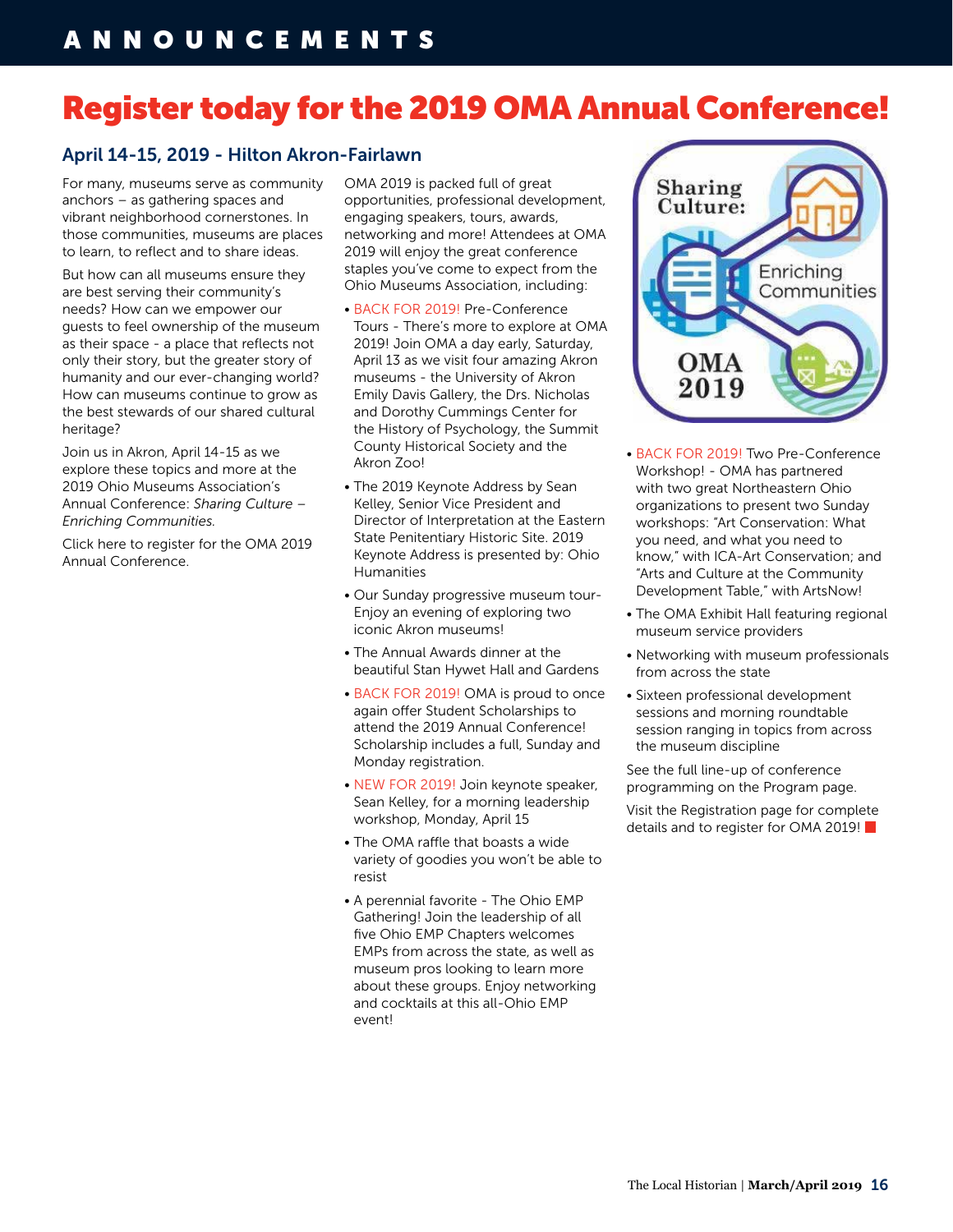# Register today for the 2019 OMA Annual Conference!

## April 14-15, 2019 - Hilton Akron-Fairlawn

For many, museums serve as community anchors – as gathering spaces and vibrant neighborhood cornerstones. In those communities, museums are places to learn, to reflect and to share ideas.

But how can all museums ensure they are best serving their community's needs? How can we empower our guests to feel ownership of the museum as their space - a place that reflects not only their story, but the greater story of humanity and our ever-changing world? How can museums continue to grow as the best stewards of our shared cultural heritage?

Join us in Akron, April 14-15 as we explore these topics and more at the 2019 Ohio Museums Association's Annual Conference: *Sharing Culture – Enriching Communities.*

Click here to register for the OMA 2019 Annual Conference.

OMA 2019 is packed full of great opportunities, professional development, engaging speakers, tours, awards, networking and more! Attendees at OMA 2019 will enjoy the great conference staples you've come to expect from the Ohio Museums Association, including:

- BACK FOR 2019! Pre-Conference Tours - There's more to explore at OMA 2019! Join OMA a day early, Saturday, April 13 as we visit four amazing Akron museums - the University of Akron Emily Davis Gallery, the Drs. Nicholas and Dorothy Cummings Center for the History of Psychology, the Summit County Historical Society and the Akron Zoo!
- The 2019 Keynote Address by Sean Kelley, Senior Vice President and Director of Interpretation at the Eastern State Penitentiary Historic Site. 2019 Keynote Address is presented by: Ohio Humanities
- Our Sunday progressive museum tour- Enjoy an evening of exploring two iconic Akron museums!
- The Annual Awards dinner at the beautiful Stan Hywet Hall and Gardens
- BACK FOR 2019! OMA is proud to once again offer Student Scholarships to attend the 2019 Annual Conference! Scholarship includes a full, Sunday and Monday registration.
- NEW FOR 2019! Join keynote speaker, Sean Kelley, for a morning leadership workshop, Monday, April 15
- The OMA raffle that boasts a wide variety of goodies you won't be able to resist
- A perennial favorite - The Ohio EMP Gathering! Join the leadership of all five Ohio EMP Chapters welcomes EMPs from across the state, as well as museum pros looking to learn more about these groups. Enjoy networking and cocktails at this all-Ohio EMP event!
- BACK FOR 2019! Two Pre-Conference Workshop! - OMA has partnered with two great Northeastern Ohio organizations to present two Sunday workshops: "Art Conservation: What you need, and what you need to know," with ICA-Art Conservation; and "Arts and Culture at the Community Development Table," with ArtsNow!
- The OMA Exhibit Hall featuring regional museum service providers
- Networking with museum professionals from across the state
- Sixteen professional development sessions and morning roundtable session ranging in topics from across the museum discipline

See the full line-up of conference programming on the Program page.

Visit the Registration page for complete details and to register for OMA 2019!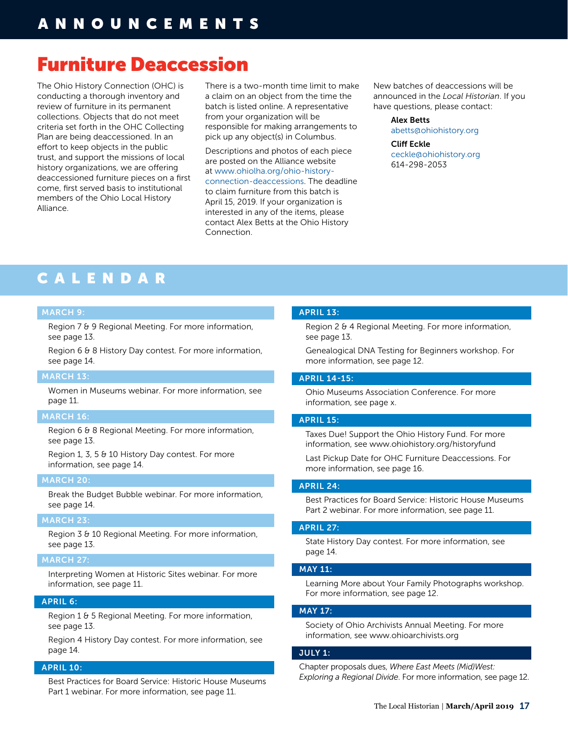# ANNOUNCEMENTS

## Furniture Deaccession

The Ohio History Connection (OHC) is conducting a thorough inventory and review of furniture in its permanent collections. Objects that do not meet criteria set forth in the OHC Collecting Plan are being deaccessioned. In an effort to keep objects in the public trust, and support the missions of local history organizations, we are offering deaccessioned furniture pieces on a first come, first served basis to institutional members of the Ohio Local History Alliance.

There is a two-month time limit to make a claim on an object from the time the batch is listed online. A representative from your organization will be responsible for making arrangements to pick up any object(s) in Columbus.

Descriptions and photos of each piece are posted on the Alliance website at www.ohiolha.org/ohio-history-connection-deaccessions. The deadline to claim furniture from this batch is April 15, 2019. If your organization is interested in any of the items, please contact Alex Betts at the Ohio History Connection.

New batches of deaccessions will be announced in the *Local Historian*. If you have questions, please contact:

**Alex Betts**
abetts@ohiohistory.org

**Cliff Eckle**
ceckle@ohiohistory.org
614-298-2053

# CALENDAR

**MARCH 9:**

Region 7 & 9 Regional Meeting. For more information, see page 13.

Region 6 & 8 History Day contest. For more information, see page 14.

**MARCH 13:**

Women in Museums webinar. For more information, see page 11.

**MARCH 16:**

Region 6 & 8 Regional Meeting. For more information, see page 13.

Region 1, 3, 5 & 10 History Day contest. For more information, see page 14.

**MARCH 20:**

Break the Budget Bubble webinar. For more information, see page 14.

**MARCH 23:**

Region 3 & 10 Regional Meeting. For more information, see page 13.

**MARCH 27:**

Interpreting Women at Historic Sites webinar. For more information, see page 11.

**APRIL 6:**

Region 1 & 5 Regional Meeting. For more information, see page 13.

Region 4 History Day contest. For more information, see page 14.

**APRIL 10:**

Best Practices for Board Service: Historic House Museums Part 1 webinar. For more information, see page 11.

**APRIL 13:**

Region 2 & 4 Regional Meeting. For more information, see page 13.

Genealogical DNA Testing for Beginners workshop. For more information, see page 12.

**APRIL 14-15:**

Ohio Museums Association Conference. For more information, see page x.

**APRIL 15:**

Taxes Due! Support the Ohio History Fund. For more information, see www.ohiohistory.org/historyfund

Last Pickup Date for OHC Furniture Deaccessions. For more information, see page 16.

**APRIL 24:**

Best Practices for Board Service: Historic House Museums Part 2 webinar. For more information, see page 11.

**APRIL 27:**

State History Day contest. For more information, see page 14.

**MAY 11:**

Learning More about Your Family Photographs workshop. For more information, see page 12.

**MAY 17:**

Society of Ohio Archivists Annual Meeting. For more information, see www.ohioarchivists.org

**JULY 1:**

Chapter proposals dues, *Where East Meets (Mid)West: Exploring a Regional Divide*. For more information, see page 12.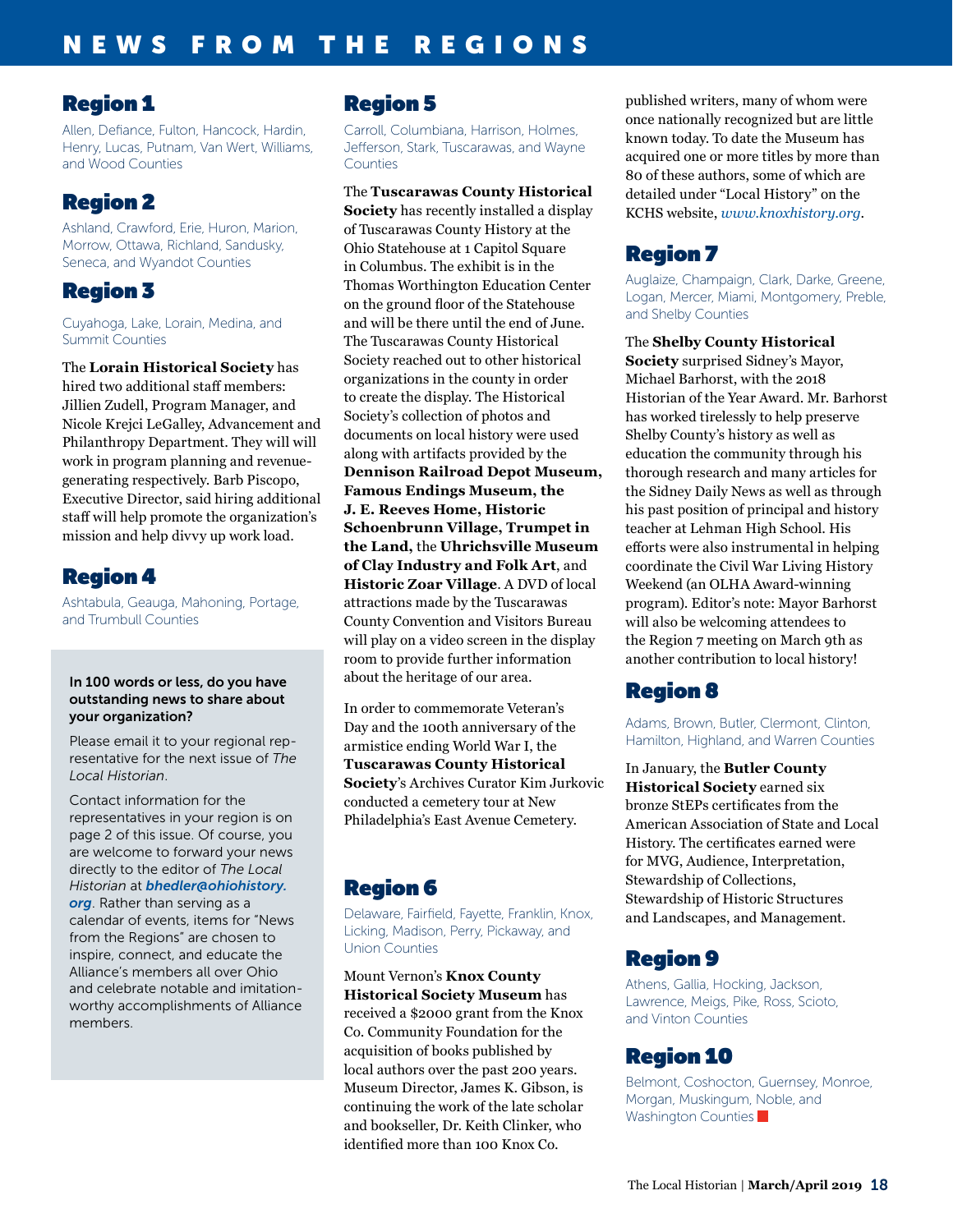# NEWS FROM THE REGIONS

## Region 1

Allen, Defiance, Fulton, Hancock, Hardin, Henry, Lucas, Putnam, Van Wert, Williams, and Wood Counties

## Region 2

Ashland, Crawford, Erie, Huron, Marion, Morrow, Ottawa, Richland, Sandusky, Seneca, and Wyandot Counties

## Region 3

Cuyahoga, Lake, Lorain, Medina, and Summit Counties

The **Lorain Historical Society** has hired two additional staff members: Jillien Zudell, Program Manager, and Nicole Krejci LeGalley, Advancement and Philanthropy Department. They will will work in program planning and revenue-generating respectively. Barb Piscopo, Executive Director, said hiring additional staff will help promote the organization's mission and help divvy up work load.

## Region 4

Ashtabula, Geauga, Mahoning, Portage, and Trumbull Counties

**In 100 words or less, do you have outstanding news to share about your organization?**

Please email it to your regional representative for the next issue of *The Local Historian*.

Contact information for the representatives in your region is on page 2 of this issue. Of course, you are welcome to forward your news directly to the editor of *The Local Historian* at ***bhedler@ohiohistory.org***. Rather than serving as a calendar of events, items for "News from the Regions" are chosen to inspire, connect, and educate the Alliance's members all over Ohio and celebrate notable and imitation-worthy accomplishments of Alliance members.

## Region 5

Carroll, Columbiana, Harrison, Holmes, Jefferson, Stark, Tuscarawas, and Wayne Counties

The **Tuscarawas County Historical Society** has recently installed a display of Tuscarawas County History at the Ohio Statehouse at 1 Capitol Square in Columbus. The exhibit is in the Thomas Worthington Education Center on the ground floor of the Statehouse and will be there until the end of June. The Tuscarawas County Historical Society reached out to other historical organizations in the county in order to create the display. The Historical Society's collection of photos and documents on local history were used along with artifacts provided by the **Dennison Railroad Depot Museum, Famous Endings Museum, the J. E. Reeves Home, Historic Schoenbrunn Village, Trumpet in the Land,** the **Uhrichsville Museum of Clay Industry and Folk Art**, and **Historic Zoar Village**. A DVD of local attractions made by the Tuscarawas County Convention and Visitors Bureau will play on a video screen in the display room to provide further information about the heritage of our area.

In order to commemorate Veteran's Day and the 100th anniversary of the armistice ending World War I, the **Tuscarawas County Historical Society**'s Archives Curator Kim Jurkovic conducted a cemetery tour at New Philadelphia's East Avenue Cemetery.

## Region 6

Delaware, Fairfield, Fayette, Franklin, Knox, Licking, Madison, Perry, Pickaway, and Union Counties

Mount Vernon's **Knox County Historical Society Museum** has received a $2000 grant from the Knox Co. Community Foundation for the acquisition of books published by local authors over the past 200 years. Museum Director, James K. Gibson, is continuing the work of the late scholar and bookseller, Dr. Keith Clinker, who identified more than 100 Knox Co. published writers, many of whom were once nationally recognized but are little known today. To date the Museum has acquired one or more titles by more than 80 of these authors, some of which are detailed under "Local History" on the KCHS website, *www.knoxhistory.org*.

## Region 7

Auglaize, Champaign, Clark, Darke, Greene, Logan, Mercer, Miami, Montgomery, Preble, and Shelby Counties

The **Shelby County Historical Society** surprised Sidney's Mayor, Michael Barhorst, with the 2018 Historian of the Year Award. Mr. Barhorst has worked tirelessly to help preserve Shelby County's history as well as education the community through his thorough research and many articles for the Sidney Daily News as well as through his past position of principal and history teacher at Lehman High School. His efforts were also instrumental in helping coordinate the Civil War Living History Weekend (an OLHA Award-winning program). Editor's note: Mayor Barhorst will also be welcoming attendees to the Region 7 meeting on March 9th as another contribution to local history!

## Region 8

Adams, Brown, Butler, Clermont, Clinton, Hamilton, Highland, and Warren Counties

In January, the **Butler County Historical Society** earned six bronze StEPs certificates from the American Association of State and Local History. The certificates earned were for MVG, Audience, Interpretation, Stewardship of Collections, Stewardship of Historic Structures and Landscapes, and Management.

## Region 9

Athens, Gallia, Hocking, Jackson, Lawrence, Meigs, Pike, Ross, Scioto, and Vinton Counties

## Region 10

Belmont, Coshocton, Guernsey, Monroe, Morgan, Muskingum, Noble, and Washington Counties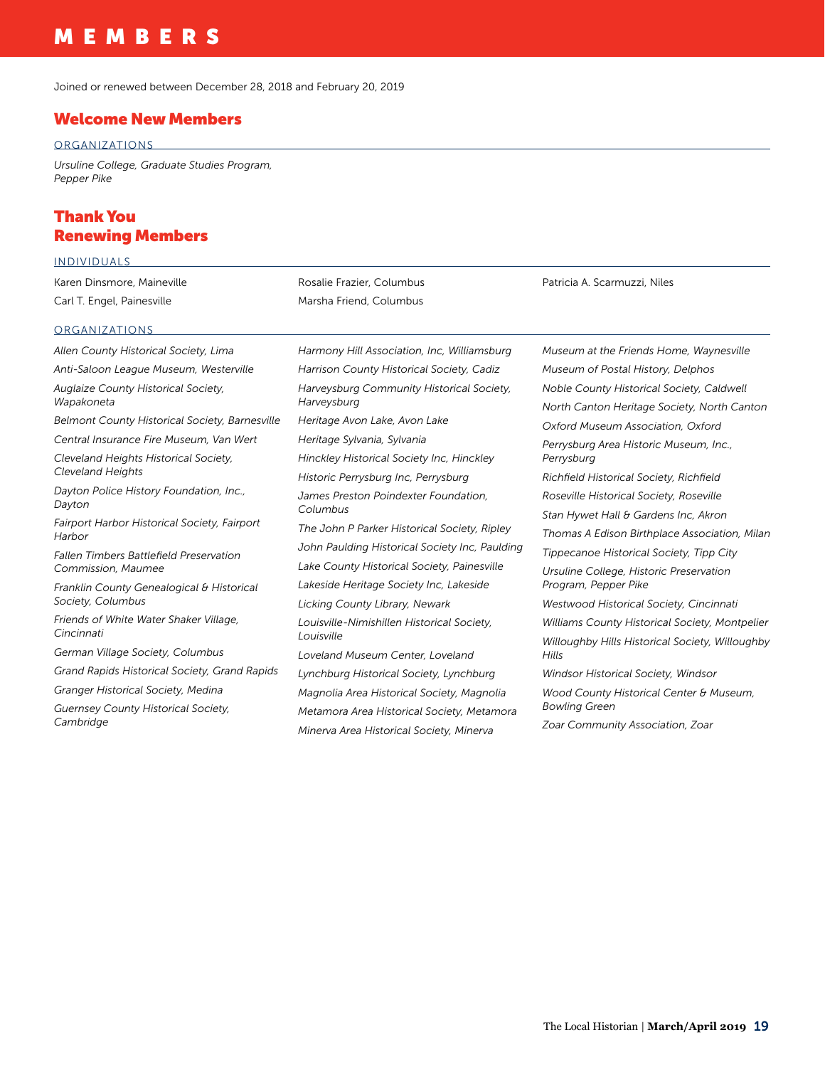# MEMBERS

Joined or renewed between December 28, 2018 and February 20, 2019

## Welcome New Members

### ORGANIZATIONS

*Ursuline College, Graduate Studies Program, Pepper Pike*

## Thank You Renewing Members

### INDIVIDUALS

Karen Dinsmore, Maineville

Carl T. Engel, Painesville

Rosalie Frazier, Columbus

Marsha Friend, Columbus

Patricia A. Scarmuzzi, Niles

### ORGANIZATIONS

*Allen County Historical Society, Lima*

*Anti-Saloon League Museum, Westerville*

*Auglaize County Historical Society, Wapakoneta*

*Belmont County Historical Society, Barnesville*

*Central Insurance Fire Museum, Van Wert*

*Cleveland Heights Historical Society, Cleveland Heights*

*Dayton Police History Foundation, Inc., Dayton*

*Fairport Harbor Historical Society, Fairport Harbor*

*Fallen Timbers Battlefield Preservation Commission, Maumee*

*Franklin County Genealogical & Historical Society, Columbus*

*Friends of White Water Shaker Village, Cincinnati*

*German Village Society, Columbus*

*Grand Rapids Historical Society, Grand Rapids*

*Granger Historical Society, Medina*

*Guernsey County Historical Society, Cambridge*

*Harmony Hill Association, Inc, Williamsburg*

*Harrison County Historical Society, Cadiz*

*Harveysburg Community Historical Society, Harveysburg*

*Heritage Avon Lake, Avon Lake*

*Heritage Sylvania, Sylvania*

*Hinckley Historical Society Inc, Hinckley*

*Historic Perrysburg Inc, Perrysburg*

*James Preston Poindexter Foundation, Columbus*

*The John P Parker Historical Society, Ripley*

*John Paulding Historical Society Inc, Paulding*

*Lake County Historical Society, Painesville*

*Lakeside Heritage Society Inc, Lakeside*

*Licking County Library, Newark*

*Louisville-Nimishillen Historical Society, Louisville*

*Loveland Museum Center, Loveland*

*Lynchburg Historical Society, Lynchburg*

*Magnolia Area Historical Society, Magnolia*

*Metamora Area Historical Society, Metamora*

*Minerva Area Historical Society, Minerva*

*Museum at the Friends Home, Waynesville*

*Museum of Postal History, Delphos*

*Noble County Historical Society, Caldwell*

*North Canton Heritage Society, North Canton*

*Oxford Museum Association, Oxford*

*Perrysburg Area Historic Museum, Inc., Perrysburg*

*Richfield Historical Society, Richfield*

*Roseville Historical Society, Roseville*

*Stan Hywet Hall & Gardens Inc, Akron*

*Thomas A Edison Birthplace Association, Milan*

*Tippecanoe Historical Society, Tipp City*

*Ursuline College, Historic Preservation Program, Pepper Pike*

*Westwood Historical Society, Cincinnati*

*Williams County Historical Society, Montpelier*

*Willoughby Hills Historical Society, Willoughby Hills*

*Windsor Historical Society, Windsor*

*Wood County Historical Center & Museum, Bowling Green*

*Zoar Community Association, Zoar*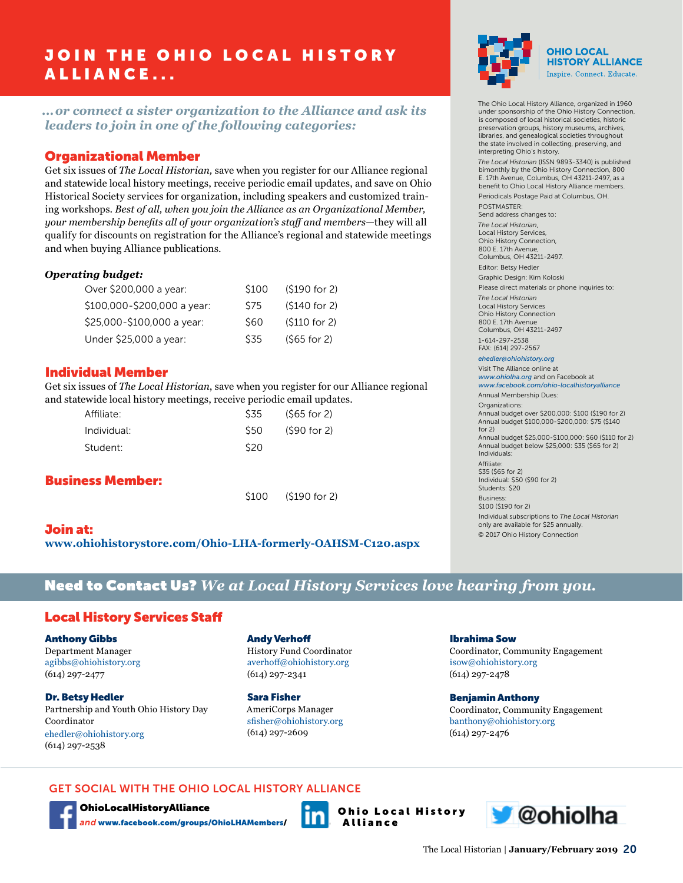# JOIN THE OHIO LOCAL HISTORY ALLIANCE...

*...or connect a sister organization to the Alliance and ask its leaders to join in one of the following categories:*

## Organizational Member

Get six issues of *The Local Historian,* save when you register for our Alliance regional and statewide local history meetings, receive periodic email updates, and save on Ohio Historical Society services for organization, including speakers and customized training workshops. *Best of all, when you join the Alliance as an Organizational Member, your membership benefits all of your organization's staff and members*—they will all qualify for discounts on registration for the Alliance's regional and statewide meetings and when buying Alliance publications.

***Operating budget:***

| | | |
|---|---|---|
| Over $200,000 a year: | $100 | ($190 for 2) |
| $100,000-$200,000 a year: | $75 | ($140 for 2) |
| $25,000-$100,000 a year: | $60 | ($110 for 2) |
| Under $25,000 a year: | $35 | ($65 for 2) |

## Individual Member

Get six issues of *The Local Historian*, save when you register for our Alliance regional and statewide local history meetings, receive periodic email updates.

| | | |
|---|---|---|
| Affiliate: | $35 | ($65 for 2) |
| Individual: | $50 | ($90 for 2) |
| Student: | $20 | |

## Business Member:

$100 ($190 for 2)

## Join at:

**www.ohiohistorystore.com/Ohio-LHA-formerly-OAHSM-C120.aspx**

---

**OHIO LOCAL HISTORY ALLIANCE**
Inspire. Connect. Educate.

The Ohio Local History Alliance, organized in 1960 under sponsorship of the Ohio History Connection, is composed of local historical societies, historic preservation groups, history museums, archives, libraries, and genealogical societies throughout the state involved in collecting, preserving, and interpreting Ohio's history.

*The Local Historian* (ISSN 9893-3340) is published bimonthly by the Ohio History Connection, 800 E. 17th Avenue, Columbus, OH 43211-2497, as a benefit to Ohio Local History Alliance members.

Periodicals Postage Paid at Columbus, OH.

POSTMASTER:
Send address changes to:

*The Local Historian*,
Local History Services,
Ohio History Connection,
800 E. 17th Avenue,
Columbus, OH 43211-2497.

Editor: Betsy Hedler

Graphic Design: Kim Koloski

Please direct materials or phone inquiries to:

*The Local Historian*
Local History Services
Ohio History Connection
800 E. 17th Avenue
Columbus, OH 43211-2497

1-614-297-2538
FAX: (614) 297-2567

*ehedler@ohiohistory.org*

Visit The Alliance online at *www.ohiolha.org* and on Facebook at *www.facebook.com/ohio-localhistoryalliance*

Annual Membership Dues:

Organizations:
Annual budget over $200,000: $100 ($190 for 2)
Annual budget $100,000-$200,000: $75 ($140 for 2)
Annual budget $25,000-$100,000: $60 ($110 for 2)
Annual budget below $25,000: $35 ($65 for 2)
Individuals:

Affiliate:
$35 ($65 for 2)
Individual: $50 ($90 for 2)
Students: $20

Business:
$100 ($190 for 2)

Individual subscriptions to *The Local Historian* only are available for $25 annually.

© 2017 Ohio History Connection

---

## Need to Contact Us? *We at Local History Services love hearing from you.*

## Local History Services Staff

**Anthony Gibbs**
Department Manager
agibbs@ohiohistory.org
(614) 297-2477

**Dr. Betsy Hedler**
Partnership and Youth Ohio History Day Coordinator
ehedler@ohiohistory.org
(614) 297-2538

**Andy Verhoff**
History Fund Coordinator
averhoff@ohiohistory.org
(614) 297-2341

**Sara Fisher**
AmeriCorps Manager
sfisher@ohiohistory.org
(614) 297-2609

**Ibrahima Sow**
Coordinator, Community Engagement
isow@ohiohistory.org
(614) 297-2478

**Benjamin Anthony**
Coordinator, Community Engagement
banthony@ohiohistory.org
(614) 297-2476

## GET SOCIAL WITH THE OHIO LOCAL HISTORY ALLIANCE

**OhioLocalHistoryAlliance**
*and* **www.facebook.com/groups/OhioLHAMembers/**

**Ohio Local History Alliance**

**@ohiolha**